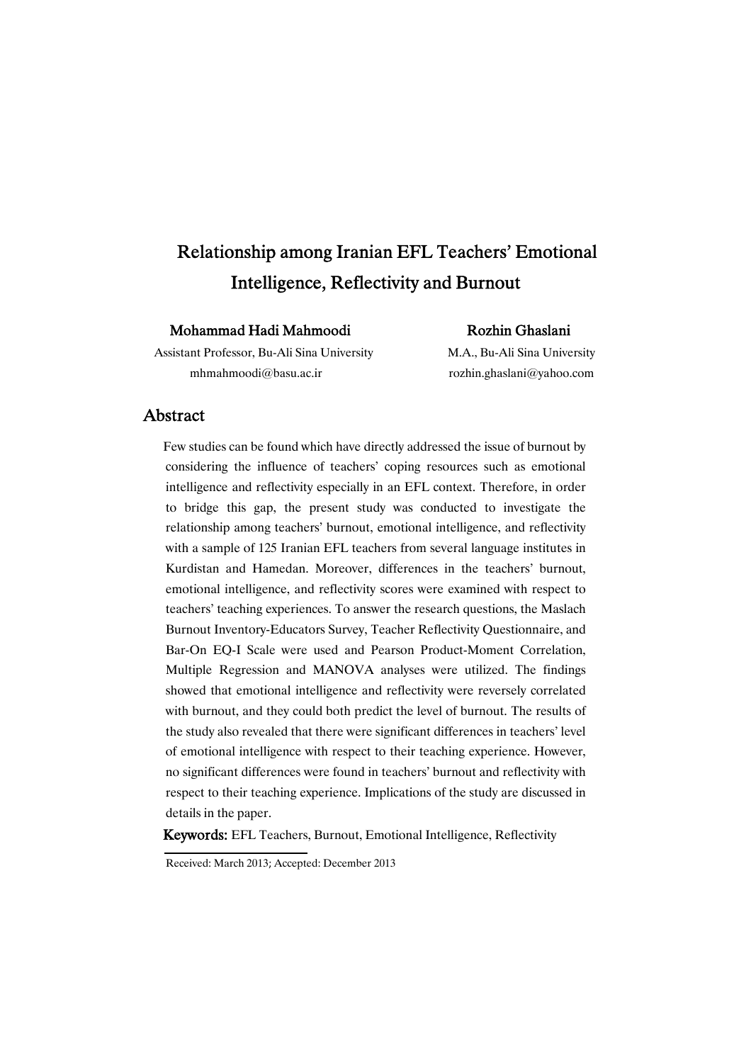# Relationship among Iranian EFL Teachers' Emotional Intelligence, Reflectivity and Burnout

**Mohammad Hadi Mahmoodi**
Assistant Professor, Bu-Ali Sina University
mhmahmoodi@basu.ac.ir

**Rozhin Ghaslani**
M.A., Bu-Ali Sina University
rozhin.ghaslani@yahoo.com

## Abstract

Few studies can be found which have directly addressed the issue of burnout by considering the influence of teachers' coping resources such as emotional intelligence and reflectivity especially in an EFL context. Therefore, in order to bridge this gap, the present study was conducted to investigate the relationship among teachers' burnout, emotional intelligence, and reflectivity with a sample of 125 Iranian EFL teachers from several language institutes in Kurdistan and Hamedan. Moreover, differences in the teachers' burnout, emotional intelligence, and reflectivity scores were examined with respect to teachers' teaching experiences. To answer the research questions, the Maslach Burnout Inventory-Educators Survey, Teacher Reflectivity Questionnaire, and Bar-On EQ-I Scale were used and Pearson Product-Moment Correlation, Multiple Regression and MANOVA analyses were utilized. The findings showed that emotional intelligence and reflectivity were reversely correlated with burnout, and they could both predict the level of burnout. The results of the study also revealed that there were significant differences in teachers' level of emotional intelligence with respect to their teaching experience. However, no significant differences were found in teachers' burnout and reflectivity with respect to their teaching experience. Implications of the study are discussed in details in the paper.

**Keywords:** EFL Teachers, Burnout, Emotional Intelligence, Reflectivity

Received: March 2013; Accepted: December 2013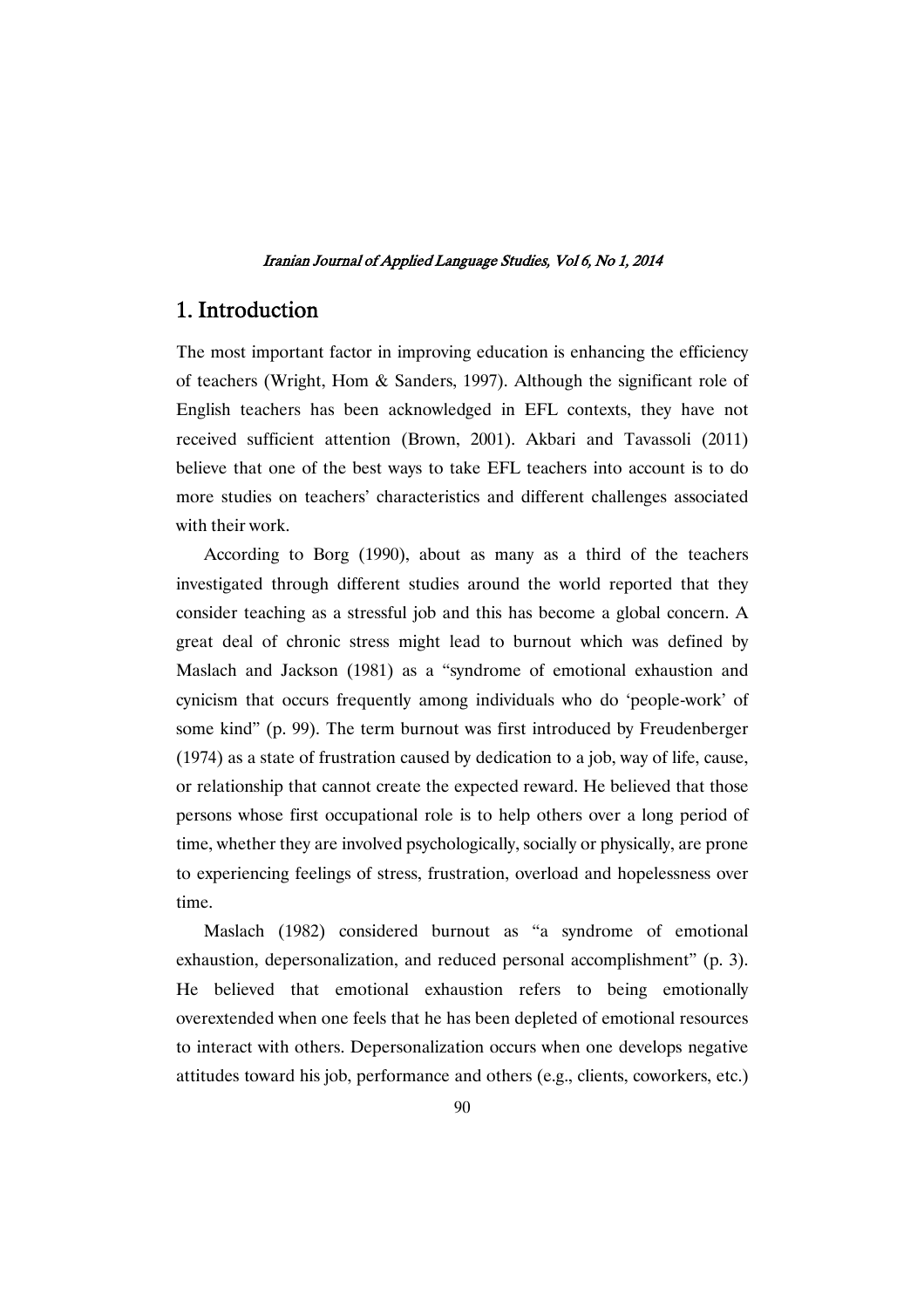## 1. Introduction

The most important factor in improving education is enhancing the efficiency of teachers (Wright, Hom & Sanders, 1997). Although the significant role of English teachers has been acknowledged in EFL contexts, they have not received sufficient attention (Brown, 2001). Akbari and Tavassoli (2011) believe that one of the best ways to take EFL teachers into account is to do more studies on teachers' characteristics and different challenges associated with their work.

According to Borg (1990), about as many as a third of the teachers investigated through different studies around the world reported that they consider teaching as a stressful job and this has become a global concern. A great deal of chronic stress might lead to burnout which was defined by Maslach and Jackson (1981) as a "syndrome of emotional exhaustion and cynicism that occurs frequently among individuals who do 'people-work' of some kind" (p. 99). The term burnout was first introduced by Freudenberger (1974) as a state of frustration caused by dedication to a job, way of life, cause, or relationship that cannot create the expected reward. He believed that those persons whose first occupational role is to help others over a long period of time, whether they are involved psychologically, socially or physically, are prone to experiencing feelings of stress, frustration, overload and hopelessness over time.

Maslach (1982) considered burnout as "a syndrome of emotional exhaustion, depersonalization, and reduced personal accomplishment" (p. 3). He believed that emotional exhaustion refers to being emotionally overextended when one feels that he has been depleted of emotional resources to interact with others. Depersonalization occurs when one develops negative attitudes toward his job, performance and others (e.g., clients, coworkers, etc.)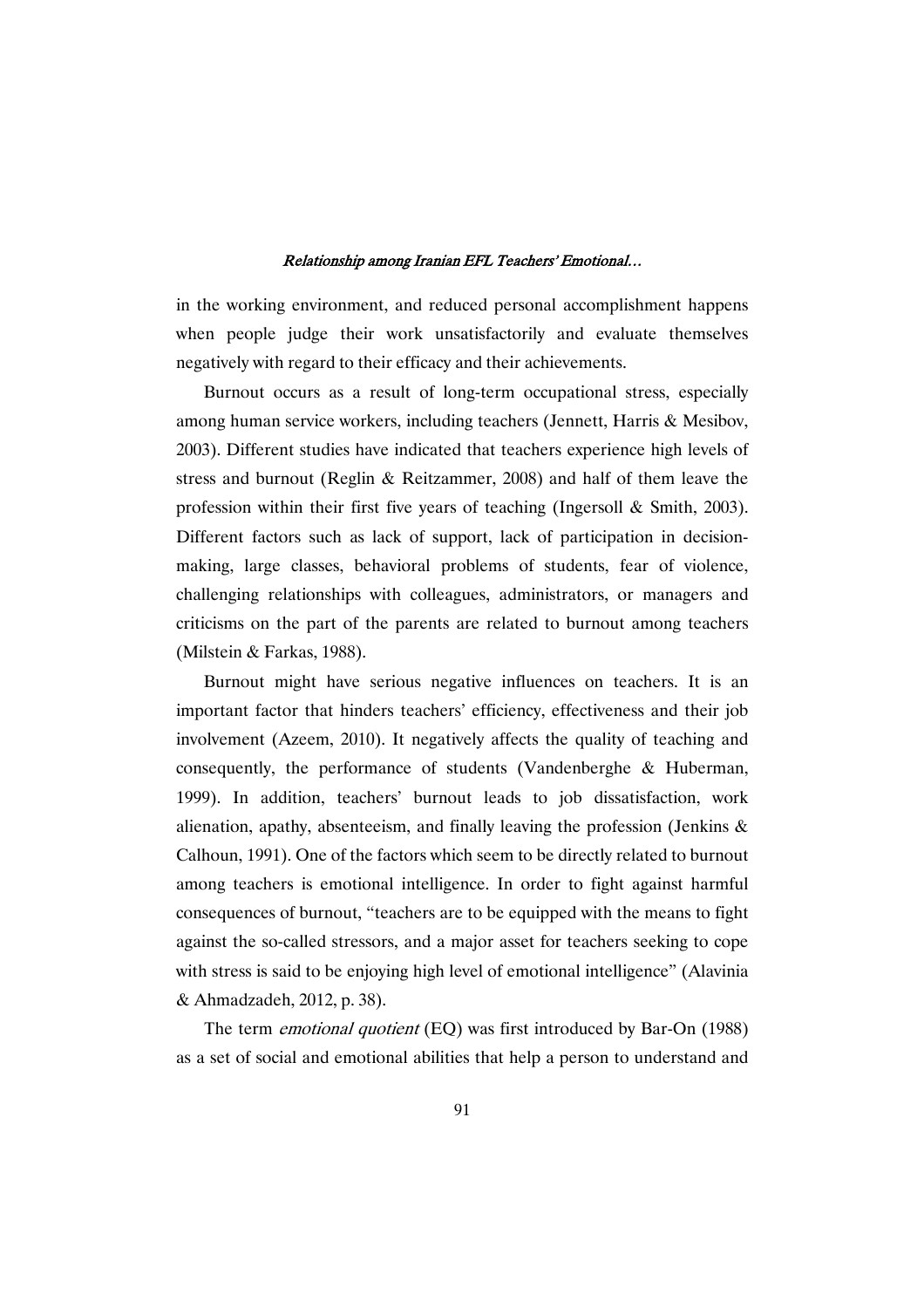in the working environment, and reduced personal accomplishment happens when people judge their work unsatisfactorily and evaluate themselves negatively with regard to their efficacy and their achievements.

Burnout occurs as a result of long-term occupational stress, especially among human service workers, including teachers (Jennett, Harris & Mesibov, 2003). Different studies have indicated that teachers experience high levels of stress and burnout (Reglin & Reitzammer, 2008) and half of them leave the profession within their first five years of teaching (Ingersoll & Smith, 2003). Different factors such as lack of support, lack of participation in decision-making, large classes, behavioral problems of students, fear of violence, challenging relationships with colleagues, administrators, or managers and criticisms on the part of the parents are related to burnout among teachers (Milstein & Farkas, 1988).

Burnout might have serious negative influences on teachers. It is an important factor that hinders teachers' efficiency, effectiveness and their job involvement (Azeem, 2010). It negatively affects the quality of teaching and consequently, the performance of students (Vandenberghe & Huberman, 1999). In addition, teachers' burnout leads to job dissatisfaction, work alienation, apathy, absenteeism, and finally leaving the profession (Jenkins & Calhoun, 1991). One of the factors which seem to be directly related to burnout among teachers is emotional intelligence. In order to fight against harmful consequences of burnout, "teachers are to be equipped with the means to fight against the so-called stressors, and a major asset for teachers seeking to cope with stress is said to be enjoying high level of emotional intelligence" (Alavinia & Ahmadzadeh, 2012, p. 38).

The term *emotional quotient* (EQ) was first introduced by Bar-On (1988) as a set of social and emotional abilities that help a person to understand and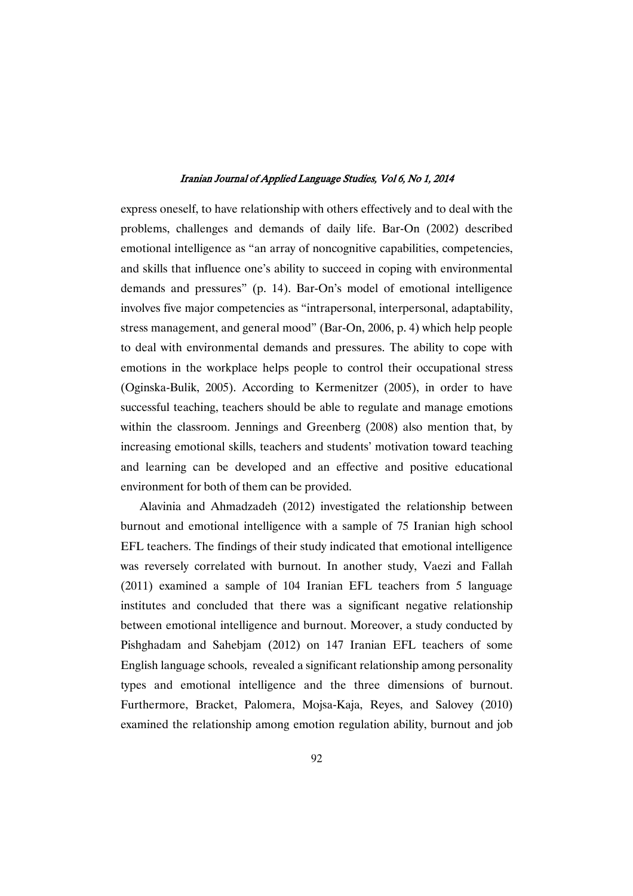express oneself, to have relationship with others effectively and to deal with the problems, challenges and demands of daily life. Bar-On (2002) described emotional intelligence as "an array of noncognitive capabilities, competencies, and skills that influence one's ability to succeed in coping with environmental demands and pressures" (p. 14). Bar-On's model of emotional intelligence involves five major competencies as "intrapersonal, interpersonal, adaptability, stress management, and general mood" (Bar-On, 2006, p. 4) which help people to deal with environmental demands and pressures. The ability to cope with emotions in the workplace helps people to control their occupational stress (Oginska-Bulik, 2005). According to Kermenitzer (2005), in order to have successful teaching, teachers should be able to regulate and manage emotions within the classroom. Jennings and Greenberg (2008) also mention that, by increasing emotional skills, teachers and students' motivation toward teaching and learning can be developed and an effective and positive educational environment for both of them can be provided.

Alavinia and Ahmadzadeh (2012) investigated the relationship between burnout and emotional intelligence with a sample of 75 Iranian high school EFL teachers. The findings of their study indicated that emotional intelligence was reversely correlated with burnout. In another study, Vaezi and Fallah (2011) examined a sample of 104 Iranian EFL teachers from 5 language institutes and concluded that there was a significant negative relationship between emotional intelligence and burnout. Moreover, a study conducted by Pishghadam and Sahebjam (2012) on 147 Iranian EFL teachers of some English language schools, revealed a significant relationship among personality types and emotional intelligence and the three dimensions of burnout. Furthermore, Bracket, Palomera, Mojsa-Kaja, Reyes, and Salovey (2010) examined the relationship among emotion regulation ability, burnout and job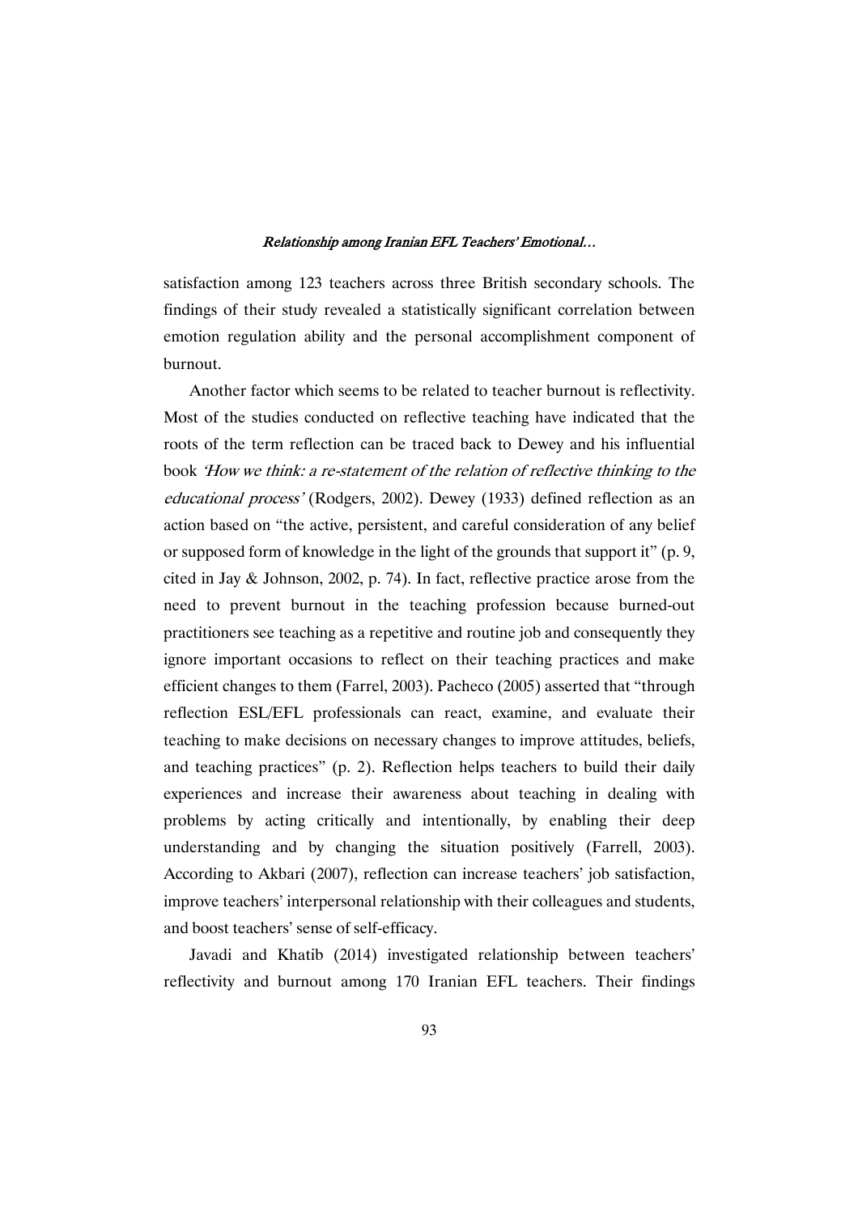satisfaction among 123 teachers across three British secondary schools. The findings of their study revealed a statistically significant correlation between emotion regulation ability and the personal accomplishment component of burnout.

Another factor which seems to be related to teacher burnout is reflectivity. Most of the studies conducted on reflective teaching have indicated that the roots of the term reflection can be traced back to Dewey and his influential book *'How we think: a re-statement of the relation of reflective thinking to the educational process'* (Rodgers, 2002). Dewey (1933) defined reflection as an action based on "the active, persistent, and careful consideration of any belief or supposed form of knowledge in the light of the grounds that support it" (p. 9, cited in Jay & Johnson, 2002, p. 74). In fact, reflective practice arose from the need to prevent burnout in the teaching profession because burned-out practitioners see teaching as a repetitive and routine job and consequently they ignore important occasions to reflect on their teaching practices and make efficient changes to them (Farrel, 2003). Pacheco (2005) asserted that "through reflection ESL/EFL professionals can react, examine, and evaluate their teaching to make decisions on necessary changes to improve attitudes, beliefs, and teaching practices" (p. 2). Reflection helps teachers to build their daily experiences and increase their awareness about teaching in dealing with problems by acting critically and intentionally, by enabling their deep understanding and by changing the situation positively (Farrell, 2003). According to Akbari (2007), reflection can increase teachers' job satisfaction, improve teachers' interpersonal relationship with their colleagues and students, and boost teachers' sense of self-efficacy.

Javadi and Khatib (2014) investigated relationship between teachers' reflectivity and burnout among 170 Iranian EFL teachers. Their findings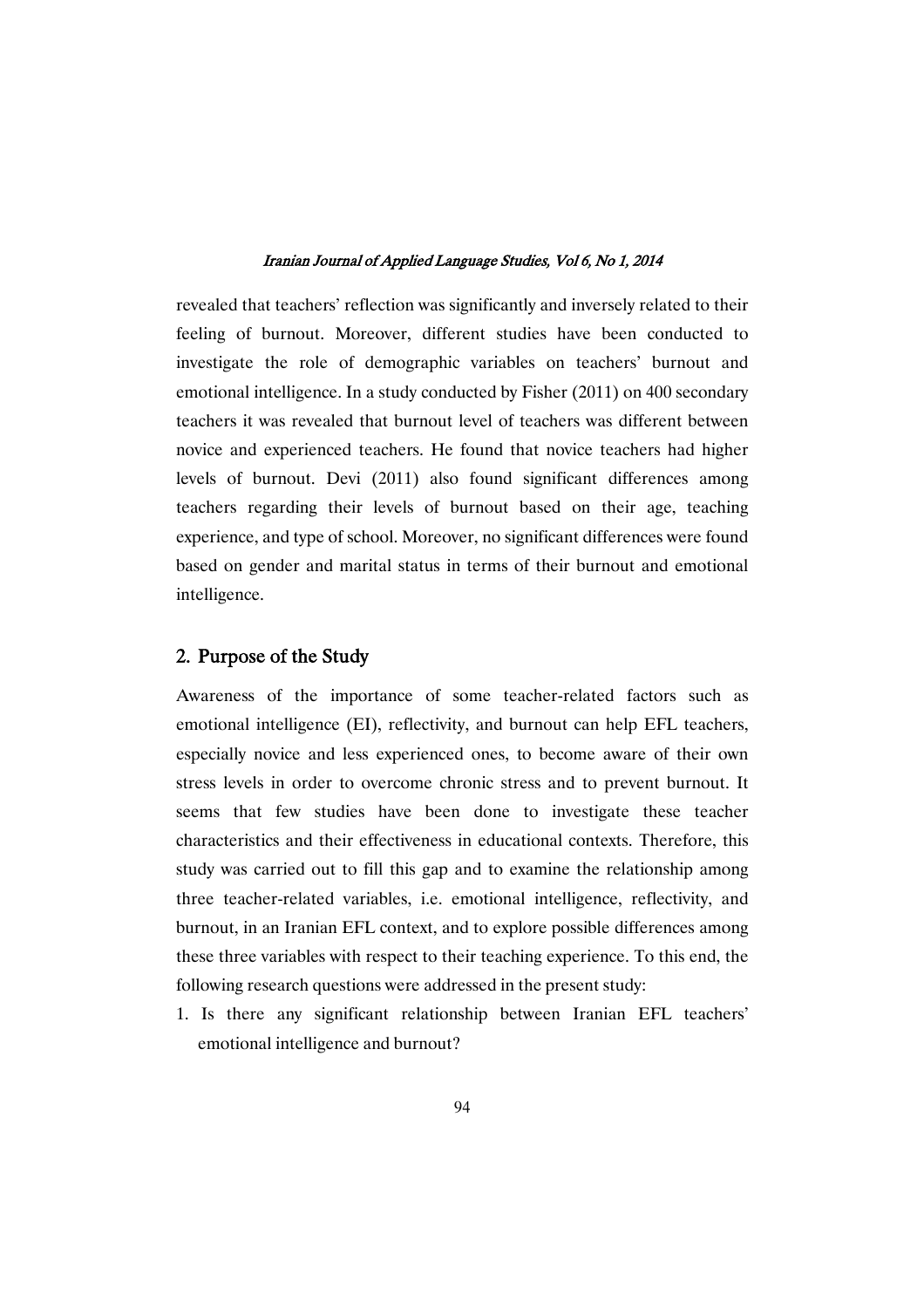revealed that teachers' reflection was significantly and inversely related to their feeling of burnout. Moreover, different studies have been conducted to investigate the role of demographic variables on teachers' burnout and emotional intelligence. In a study conducted by Fisher (2011) on 400 secondary teachers it was revealed that burnout level of teachers was different between novice and experienced teachers. He found that novice teachers had higher levels of burnout. Devi (2011) also found significant differences among teachers regarding their levels of burnout based on their age, teaching experience, and type of school. Moreover, no significant differences were found based on gender and marital status in terms of their burnout and emotional intelligence.

## 2. Purpose of the Study

Awareness of the importance of some teacher-related factors such as emotional intelligence (EI), reflectivity, and burnout can help EFL teachers, especially novice and less experienced ones, to become aware of their own stress levels in order to overcome chronic stress and to prevent burnout. It seems that few studies have been done to investigate these teacher characteristics and their effectiveness in educational contexts. Therefore, this study was carried out to fill this gap and to examine the relationship among three teacher-related variables, i.e. emotional intelligence, reflectivity, and burnout, in an Iranian EFL context, and to explore possible differences among these three variables with respect to their teaching experience. To this end, the following research questions were addressed in the present study:

1. Is there any significant relationship between Iranian EFL teachers' emotional intelligence and burnout?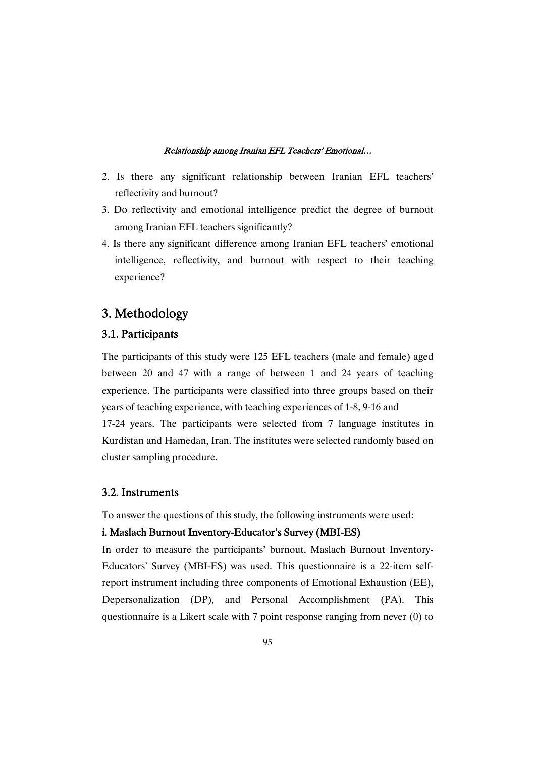2. Is there any significant relationship between Iranian EFL teachers' reflectivity and burnout?
3. Do reflectivity and emotional intelligence predict the degree of burnout among Iranian EFL teachers significantly?
4. Is there any significant difference among Iranian EFL teachers' emotional intelligence, reflectivity, and burnout with respect to their teaching experience?

## 3. Methodology

### 3.1. Participants

The participants of this study were 125 EFL teachers (male and female) aged between 20 and 47 with a range of between 1 and 24 years of teaching experience. The participants were classified into three groups based on their years of teaching experience, with teaching experiences of 1-8, 9-16 and 17-24 years. The participants were selected from 7 language institutes in Kurdistan and Hamedan, Iran. The institutes were selected randomly based on cluster sampling procedure.

### 3.2. Instruments

To answer the questions of this study, the following instruments were used:

**i. Maslach Burnout Inventory-Educator's Survey (MBI-ES)**

In order to measure the participants' burnout, Maslach Burnout Inventory-Educators' Survey (MBI-ES) was used. This questionnaire is a 22-item self-report instrument including three components of Emotional Exhaustion (EE), Depersonalization (DP), and Personal Accomplishment (PA). This questionnaire is a Likert scale with 7 point response ranging from never (0) to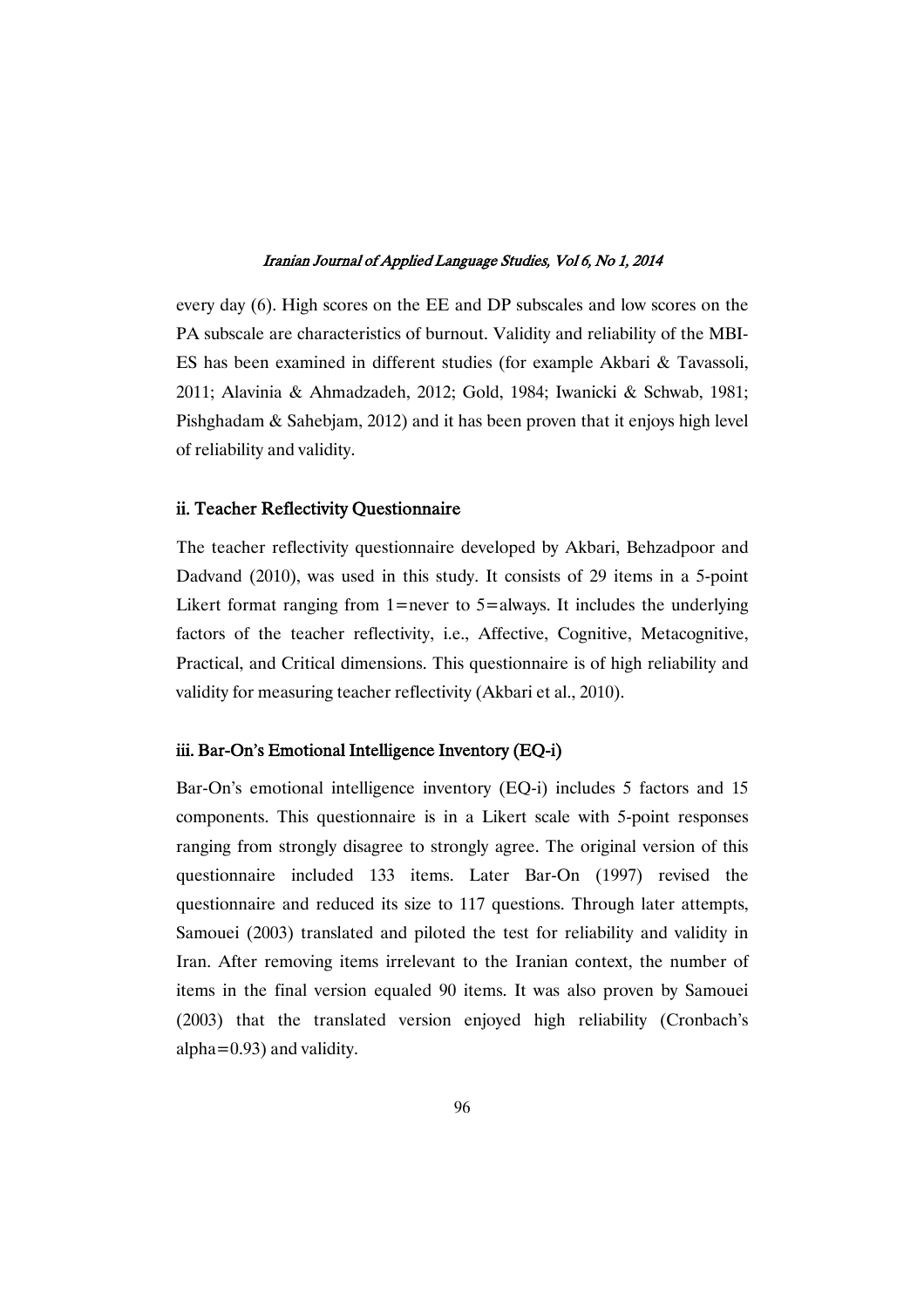every day (6). High scores on the EE and DP subscales and low scores on the PA subscale are characteristics of burnout. Validity and reliability of the MBI-ES has been examined in different studies (for example Akbari & Tavassoli, 2011; Alavinia & Ahmadzadeh, 2012; Gold, 1984; Iwanicki & Schwab, 1981; Pishghadam & Sahebjam, 2012) and it has been proven that it enjoys high level of reliability and validity.

### ii. Teacher Reflectivity Questionnaire

The teacher reflectivity questionnaire developed by Akbari, Behzadpoor and Dadvand (2010), was used in this study. It consists of 29 items in a 5-point Likert format ranging from 1=never to 5=always. It includes the underlying factors of the teacher reflectivity, i.e., Affective, Cognitive, Metacognitive, Practical, and Critical dimensions. This questionnaire is of high reliability and validity for measuring teacher reflectivity (Akbari et al., 2010).

### iii. Bar-On's Emotional Intelligence Inventory (EQ-i)

Bar-On's emotional intelligence inventory (EQ-i) includes 5 factors and 15 components. This questionnaire is in a Likert scale with 5-point responses ranging from strongly disagree to strongly agree. The original version of this questionnaire included 133 items. Later Bar-On (1997) revised the questionnaire and reduced its size to 117 questions. Through later attempts, Samouei (2003) translated and piloted the test for reliability and validity in Iran. After removing items irrelevant to the Iranian context, the number of items in the final version equaled 90 items. It was also proven by Samouei (2003) that the translated version enjoyed high reliability (Cronbach's alpha=0.93) and validity.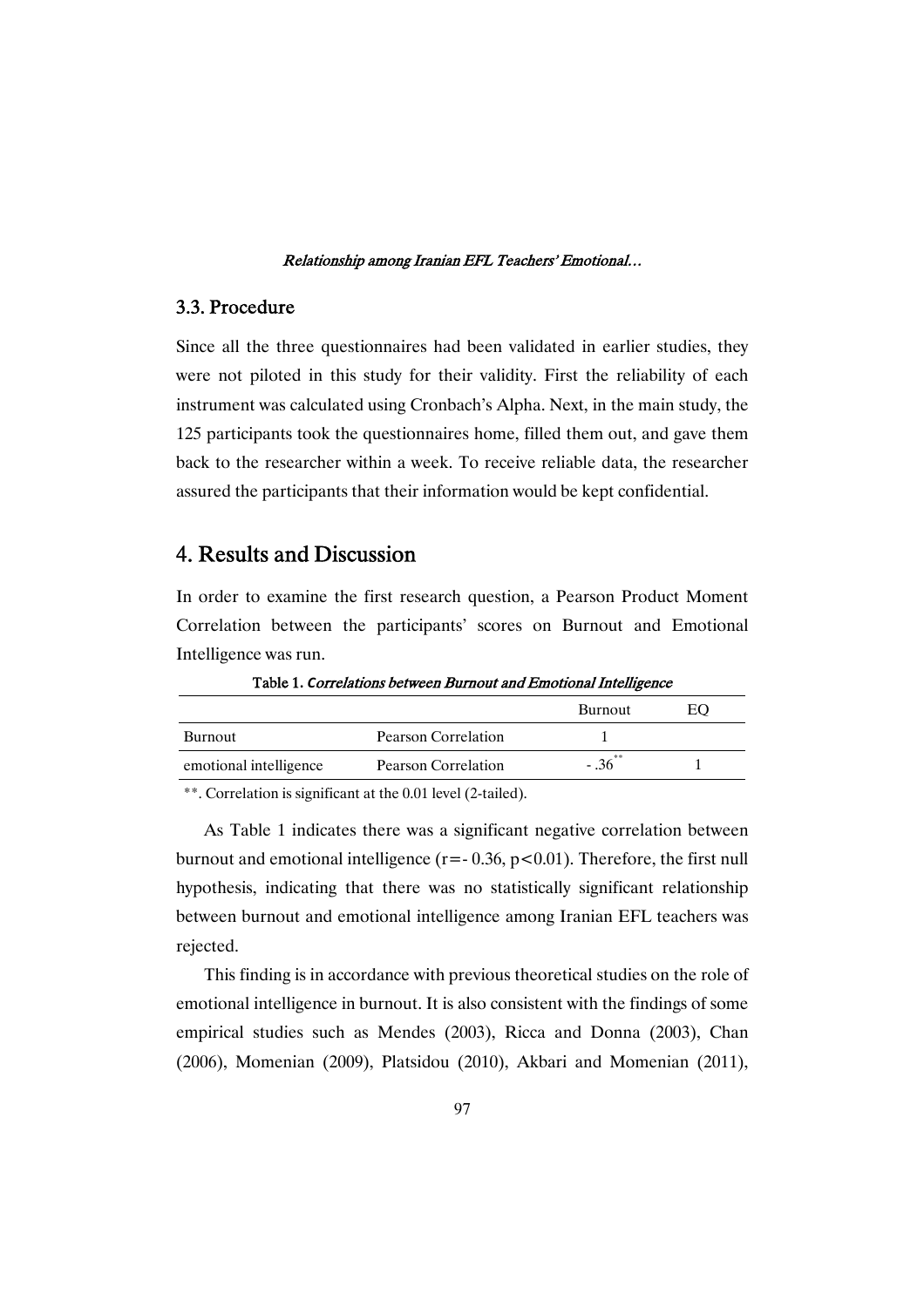### 3.3. Procedure

Since all the three questionnaires had been validated in earlier studies, they were not piloted in this study for their validity. First the reliability of each instrument was calculated using Cronbach's Alpha. Next, in the main study, the 125 participants took the questionnaires home, filled them out, and gave them back to the researcher within a week. To receive reliable data, the researcher assured the participants that their information would be kept confidential.

## 4. Results and Discussion

In order to examine the first research question, a Pearson Product Moment Correlation between the participants' scores on Burnout and Emotional Intelligence was run.

**Table 1.** *Correlations between Burnout and Emotional Intelligence*

| | | Burnout | EQ |
|---|---|---|---|
| Burnout | Pearson Correlation | 1 | |
| emotional intelligence | Pearson Correlation | - .36** | 1 |

**. Correlation is significant at the 0.01 level (2-tailed).

As Table 1 indicates there was a significant negative correlation between burnout and emotional intelligence ($r = -0.36$, $p < 0.01$). Therefore, the first null hypothesis, indicating that there was no statistically significant relationship between burnout and emotional intelligence among Iranian EFL teachers was rejected.

This finding is in accordance with previous theoretical studies on the role of emotional intelligence in burnout. It is also consistent with the findings of some empirical studies such as Mendes (2003), Ricca and Donna (2003), Chan (2006), Momenian (2009), Platsidou (2010), Akbari and Momenian (2011),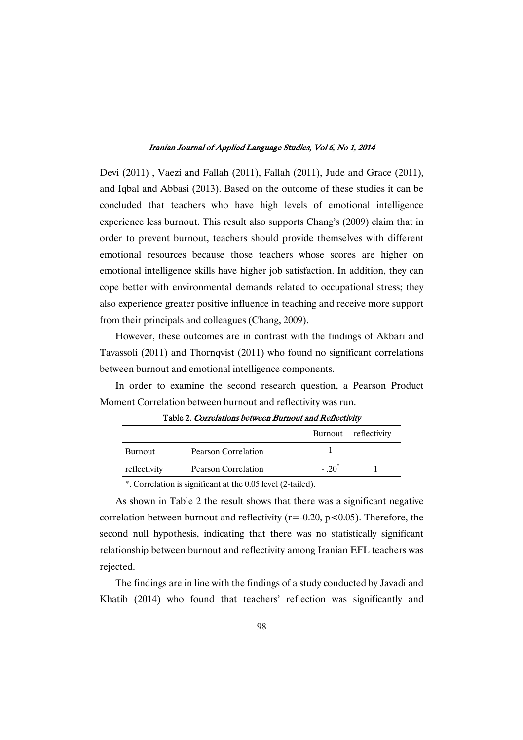Devi (2011) , Vaezi and Fallah (2011), Fallah (2011), Jude and Grace (2011), and Iqbal and Abbasi (2013). Based on the outcome of these studies it can be concluded that teachers who have high levels of emotional intelligence experience less burnout. This result also supports Chang's (2009) claim that in order to prevent burnout, teachers should provide themselves with different emotional resources because those teachers whose scores are higher on emotional intelligence skills have higher job satisfaction. In addition, they can cope better with environmental demands related to occupational stress; they also experience greater positive influence in teaching and receive more support from their principals and colleagues (Chang, 2009).

However, these outcomes are in contrast with the findings of Akbari and Tavassoli (2011) and Thornqvist (2011) who found no significant correlations between burnout and emotional intelligence components.

In order to examine the second research question, a Pearson Product Moment Correlation between burnout and reflectivity was run.

**Table 2.** *Correlations between Burnout and Reflectivity*

| | | Burnout | reflectivity |
|---|---|---|---|
| Burnout | Pearson Correlation | 1 | |
| reflectivity | Pearson Correlation | - .20* | 1 |

*. Correlation is significant at the 0.05 level (2-tailed).

As shown in Table 2 the result shows that there was a significant negative correlation between burnout and reflectivity ($r=-0.20$, $p<0.05$). Therefore, the second null hypothesis, indicating that there was no statistically significant relationship between burnout and reflectivity among Iranian EFL teachers was rejected.

The findings are in line with the findings of a study conducted by Javadi and Khatib (2014) who found that teachers' reflection was significantly and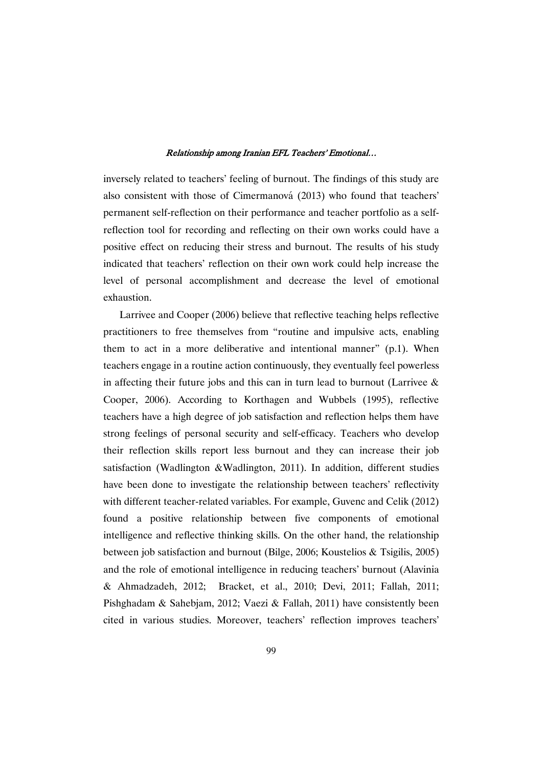inversely related to teachers' feeling of burnout. The findings of this study are also consistent with those of Cimermanová (2013) who found that teachers' permanent self-reflection on their performance and teacher portfolio as a self-reflection tool for recording and reflecting on their own works could have a positive effect on reducing their stress and burnout. The results of his study indicated that teachers' reflection on their own work could help increase the level of personal accomplishment and decrease the level of emotional exhaustion.

Larrivee and Cooper (2006) believe that reflective teaching helps reflective practitioners to free themselves from "routine and impulsive acts, enabling them to act in a more deliberative and intentional manner" (p.1). When teachers engage in a routine action continuously, they eventually feel powerless in affecting their future jobs and this can in turn lead to burnout (Larrivee & Cooper, 2006). According to Korthagen and Wubbels (1995), reflective teachers have a high degree of job satisfaction and reflection helps them have strong feelings of personal security and self-efficacy. Teachers who develop their reflection skills report less burnout and they can increase their job satisfaction (Wadlington &Wadlington, 2011). In addition, different studies have been done to investigate the relationship between teachers' reflectivity with different teacher-related variables. For example, Guvenc and Celik (2012) found a positive relationship between five components of emotional intelligence and reflective thinking skills. On the other hand, the relationship between job satisfaction and burnout (Bilge, 2006; Koustelios & Tsigilis, 2005) and the role of emotional intelligence in reducing teachers' burnout (Alavinia & Ahmadzadeh, 2012; Bracket, et al., 2010; Devi, 2011; Fallah, 2011; Pishghadam & Sahebjam, 2012; Vaezi & Fallah, 2011) have consistently been cited in various studies. Moreover, teachers' reflection improves teachers'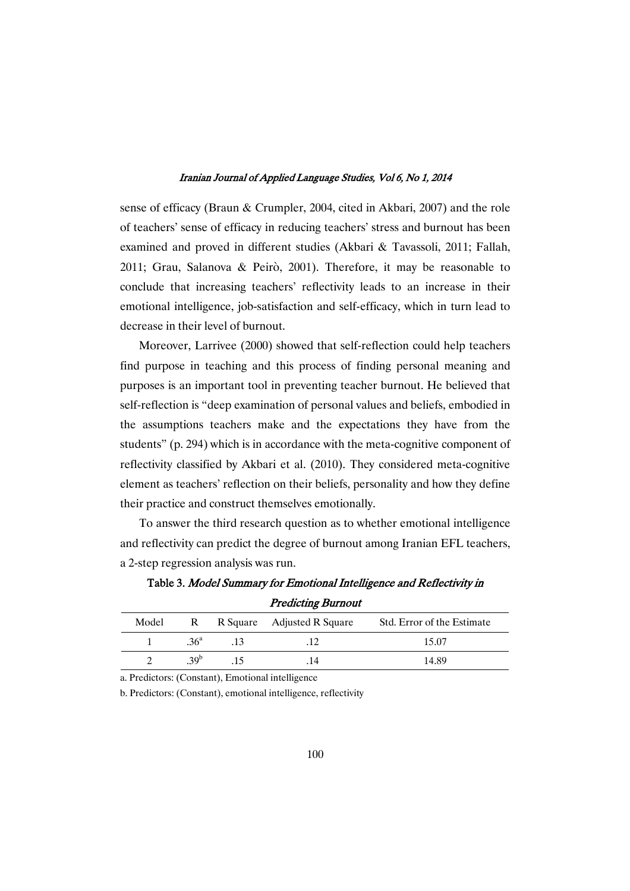sense of efficacy (Braun & Crumpler, 2004, cited in Akbari, 2007) and the role of teachers' sense of efficacy in reducing teachers' stress and burnout has been examined and proved in different studies (Akbari & Tavassoli, 2011; Fallah, 2011; Grau, Salanova & Peirò, 2001). Therefore, it may be reasonable to conclude that increasing teachers' reflectivity leads to an increase in their emotional intelligence, job-satisfaction and self-efficacy, which in turn lead to decrease in their level of burnout.

Moreover, Larrivee (2000) showed that self-reflection could help teachers find purpose in teaching and this process of finding personal meaning and purposes is an important tool in preventing teacher burnout. He believed that self-reflection is "deep examination of personal values and beliefs, embodied in the assumptions teachers make and the expectations they have from the students" (p. 294) which is in accordance with the meta-cognitive component of reflectivity classified by Akbari et al. (2010). They considered meta-cognitive element as teachers' reflection on their beliefs, personality and how they define their practice and construct themselves emotionally.

To answer the third research question as to whether emotional intelligence and reflectivity can predict the degree of burnout among Iranian EFL teachers, a 2-step regression analysis was run.

**Table 3.** *Model Summary for Emotional Intelligence and Reflectivity in Predicting Burnout*

| Model | R | R Square | Adjusted R Square | Std. Error of the Estimate |
|---|---|---|---|---|
| 1 | .36[a] | .13 | .12 | 15.07 |
| 2 | .39[b] | .15 | .14 | 14.89 |

a. Predictors: (Constant), Emotional intelligence

b. Predictors: (Constant), emotional intelligence, reflectivity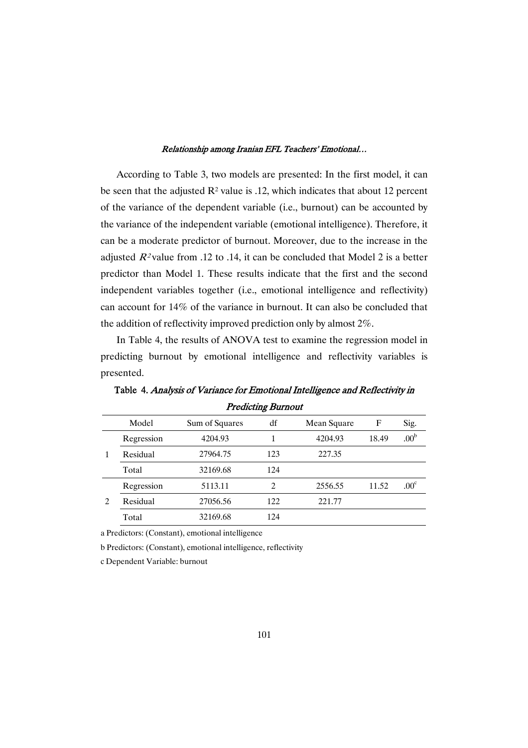According to Table 3, two models are presented: In the first model, it can be seen that the adjusted $R^2$ value is .12, which indicates that about 12 percent of the variance of the dependent variable (i.e., burnout) can be accounted by the variance of the independent variable (emotional intelligence). Therefore, it can be a moderate predictor of burnout. Moreover, due to the increase in the adjusted $R^2$ value from .12 to .14, it can be concluded that Model 2 is a better predictor than Model 1. These results indicate that the first and the second independent variables together (i.e., emotional intelligence and reflectivity) can account for 14% of the variance in burnout. It can also be concluded that the addition of reflectivity improved prediction only by almost 2%.

In Table 4, the results of ANOVA test to examine the regression model in predicting burnout by emotional intelligence and reflectivity variables is presented.

Table 4. *Analysis of Variance for Emotional Intelligence and Reflectivity in Predicting Burnout*

| | Model | Sum of Squares | df | Mean Square | F | Sig. |
|---|---|---|---|---|---|---|
| 1 | Regression | 4204.93 | 1 | 4204.93 | 18.49 | .00[b] |
| | Residual | 27964.75 | 123 | 227.35 | | |
| | Total | 32169.68 | 124 | | | |
| 2 | Regression | 5113.11 | 2 | 2556.55 | 11.52 | .00[c] |
| | Residual | 27056.56 | 122 | 221.77 | | |
| | Total | 32169.68 | 124 | | | |

a Predictors: (Constant), emotional intelligence

b Predictors: (Constant), emotional intelligence, reflectivity

c Dependent Variable: burnout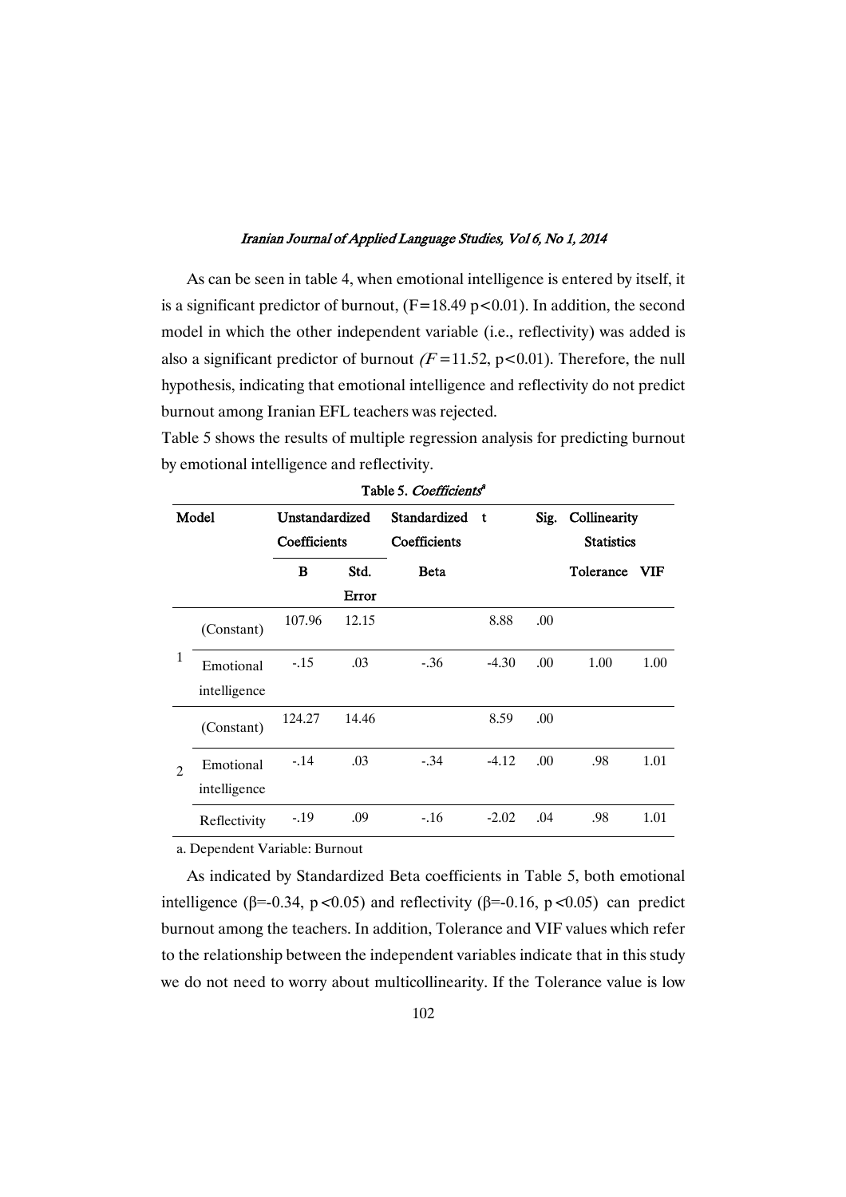As can be seen in table 4, when emotional intelligence is entered by itself, it is a significant predictor of burnout, ($F$=18.49 $p<0.01$). In addition, the second model in which the other independent variable (i.e., reflectivity) was added is also a significant predictor of burnout ($F$=11.52, $p<0.01$). Therefore, the null hypothesis, indicating that emotional intelligence and reflectivity do not predict burnout among Iranian EFL teachers was rejected.

Table 5 shows the results of multiple regression analysis for predicting burnout by emotional intelligence and reflectivity.

Table 5. *Coefficients*[a]

| Model | | Unstandardized Coefficients | | Standardized Coefficients | t | Sig. | Collinearity Statistics | |
|---|---|---|---|---|---|---|---|---|
| | | B | Std. Error | Beta | | | Tolerance | VIF |
| 1 | (Constant) | 107.96 | 12.15 | | 8.88 | .00 | | |
| | Emotional intelligence | -.15 | .03 | -.36 | -4.30 | .00 | 1.00 | 1.00 |
| 2 | (Constant) | 124.27 | 14.46 | | 8.59 | .00 | | |
| | Emotional intelligence | -.14 | .03 | -.34 | -4.12 | .00 | .98 | 1.01 |
| | Reflectivity | -.19 | .09 | -.16 | -2.02 | .04 | .98 | 1.01 |

a. Dependent Variable: Burnout

As indicated by Standardized Beta coefficients in Table 5, both emotional intelligence ($\beta$=-0.34, $p<0.05$) and reflectivity ($\beta$=-0.16, $p<0.05$) can predict burnout among the teachers. In addition, Tolerance and VIF values which refer to the relationship between the independent variables indicate that in this study we do not need to worry about multicollinearity. If the Tolerance value is low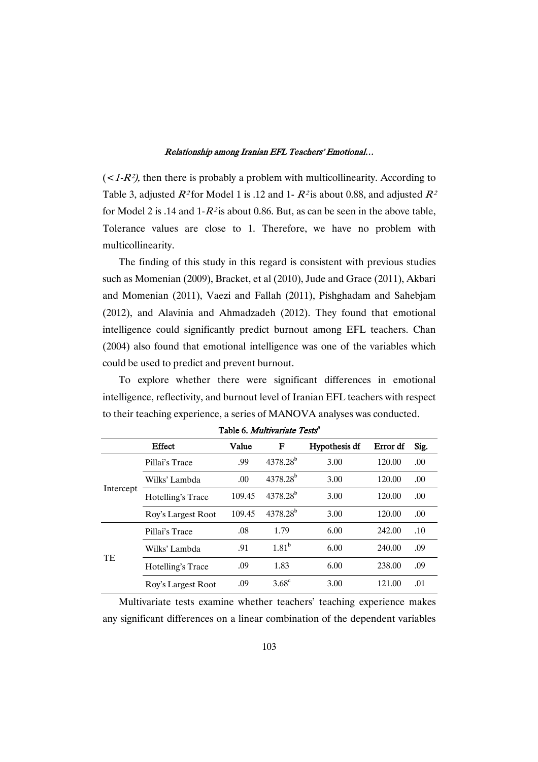($< 1\text{-}R^2$), then there is probably a problem with multicollinearity. According to Table 3, adjusted $R^2$ for Model 1 is .12 and 1- $R^2$ is about 0.88, and adjusted $R^2$ for Model 2 is .14 and 1-$R^2$ is about 0.86. But, as can be seen in the above table, Tolerance values are close to 1. Therefore, we have no problem with multicollinearity.

The finding of this study in this regard is consistent with previous studies such as Momenian (2009), Bracket, et al (2010), Jude and Grace (2011), Akbari and Momenian (2011), Vaezi and Fallah (2011), Pishghadam and Sahebjam (2012), and Alavinia and Ahmadzadeh (2012). They found that emotional intelligence could significantly predict burnout among EFL teachers. Chan (2004) also found that emotional intelligence was one of the variables which could be used to predict and prevent burnout.

To explore whether there were significant differences in emotional intelligence, reflectivity, and burnout level of Iranian EFL teachers with respect to their teaching experience, a series of MANOVA analyses was conducted.

Table 6. *Multivariate Tests*[a]

| | Effect | Value | F | Hypothesis df | Error df | Sig. |
|---|---|---|---|---|---|---|
| Intercept | Pillai's Trace | .99 | 4378.28[b] | 3.00 | 120.00 | .00 |
| | Wilks' Lambda | .00 | 4378.28[b] | 3.00 | 120.00 | .00 |
| | Hotelling's Trace | 109.45 | 4378.28[b] | 3.00 | 120.00 | .00 |
| | Roy's Largest Root | 109.45 | 4378.28[b] | 3.00 | 120.00 | .00 |
| TE | Pillai's Trace | .08 | 1.79 | 6.00 | 242.00 | .10 |
| | Wilks' Lambda | .91 | 1.81[b] | 6.00 | 240.00 | .09 |
| | Hotelling's Trace | .09 | 1.83 | 6.00 | 238.00 | .09 |
| | Roy's Largest Root | .09 | 3.68[c] | 3.00 | 121.00 | .01 |

Multivariate tests examine whether teachers' teaching experience makes any significant differences on a linear combination of the dependent variables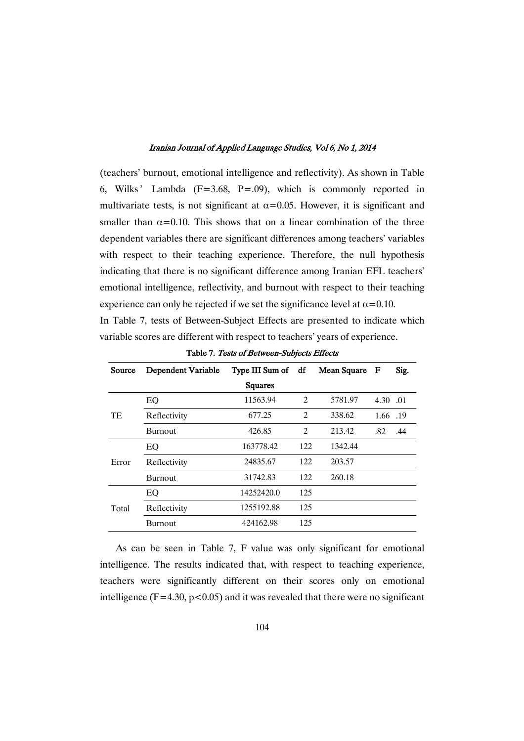(teachers' burnout, emotional intelligence and reflectivity). As shown in Table 6, Wilks' Lambda ($F=3.68$, $P=.09$), which is commonly reported in multivariate tests, is not significant at $\alpha=0.05$. However, it is significant and smaller than $\alpha=0.10$. This shows that on a linear combination of the three dependent variables there are significant differences among teachers' variables with respect to their teaching experience. Therefore, the null hypothesis indicating that there is no significant difference among Iranian EFL teachers' emotional intelligence, reflectivity, and burnout with respect to their teaching experience can only be rejected if we set the significance level at $\alpha=0.10$.

In Table 7, tests of Between-Subject Effects are presented to indicate which variable scores are different with respect to teachers' years of experience.

**Table 7.** *Tests of Between-Subjects Effects*

| Source | Dependent Variable | Type III Sum of Squares | df | Mean Square | F | Sig. |
|---|---|---|---|---|---|---|
| TE | EQ | 11563.94 | 2 | 5781.97 | 4.30 | .01 |
| | Reflectivity | 677.25 | 2 | 338.62 | 1.66 | .19 |
| | Burnout | 426.85 | 2 | 213.42 | .82 | .44 |
| Error | EQ | 163778.42 | 122 | 1342.44 | | |
| | Reflectivity | 24835.67 | 122 | 203.57 | | |
| | Burnout | 31742.83 | 122 | 260.18 | | |
| Total | EQ | 14252420.0 | 125 | | | |
| | Reflectivity | 1255192.88 | 125 | | | |
| | Burnout | 424162.98 | 125 | | | |

As can be seen in Table 7, F value was only significant for emotional intelligence. The results indicated that, with respect to teaching experience, teachers were significantly different on their scores only on emotional intelligence ($F=4.30$, $p<0.05$) and it was revealed that there were no significant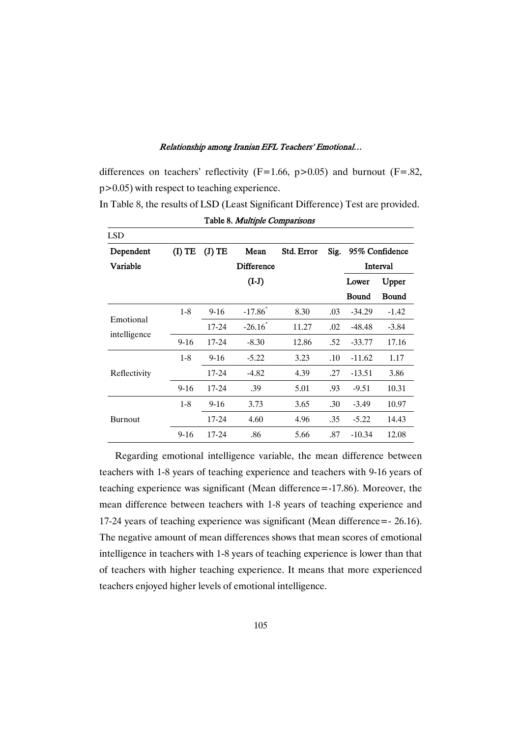differences on teachers' reflectivity ($F=1.66$, $p>0.05$) and burnout ($F=.82$, $p>0.05$) with respect to teaching experience.

In Table 8, the results of LSD (Least Significant Difference) Test are provided.

Table 8. *Multiple Comparisons*

| LSD | | | | | | | |
|---|---|---|---|---|---|---|---|
| **Dependent Variable** | **(I) TE** | **(J) TE** | **Mean Difference (I-J)** | **Std. Error** | **Sig.** | **95% Confidence Interval** | |
| | | | | | | **Lower Bound** | **Upper Bound** |
| Emotional intelligence | 1-8 | 9-16 | -17.86* | 8.30 | .03 | -34.29 | -1.42 |
| | | 17-24 | -26.16* | 11.27 | .02 | -48.48 | -3.84 |
| | 9-16 | 17-24 | -8.30 | 12.86 | .52 | -33.77 | 17.16 |
| Reflectivity | 1-8 | 9-16 | -5.22 | 3.23 | .10 | -11.62 | 1.17 |
| | | 17-24 | -4.82 | 4.39 | .27 | -13.51 | 3.86 |
| | 9-16 | 17-24 | .39 | 5.01 | .93 | -9.51 | 10.31 |
| Burnout | 1-8 | 9-16 | 3.73 | 3.65 | .30 | -3.49 | 10.97 |
| | | 17-24 | 4.60 | 4.96 | .35 | -5.22 | 14.43 |
| | 9-16 | 17-24 | .86 | 5.66 | .87 | -10.34 | 12.08 |

Regarding emotional intelligence variable, the mean difference between teachers with 1-8 years of teaching experience and teachers with 9-16 years of teaching experience was significant (Mean difference=-17.86). Moreover, the mean difference between teachers with 1-8 years of teaching experience and 17-24 years of teaching experience was significant (Mean difference=- 26.16). The negative amount of mean differences shows that mean scores of emotional intelligence in teachers with 1-8 years of teaching experience is lower than that of teachers with higher teaching experience. It means that more experienced teachers enjoyed higher levels of emotional intelligence.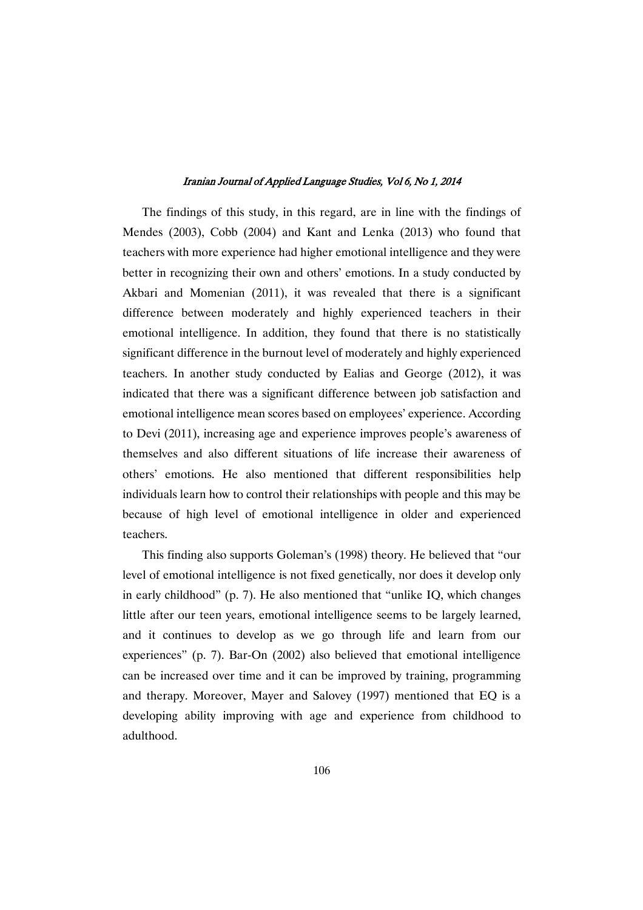The findings of this study, in this regard, are in line with the findings of Mendes (2003), Cobb (2004) and Kant and Lenka (2013) who found that teachers with more experience had higher emotional intelligence and they were better in recognizing their own and others' emotions. In a study conducted by Akbari and Momenian (2011), it was revealed that there is a significant difference between moderately and highly experienced teachers in their emotional intelligence. In addition, they found that there is no statistically significant difference in the burnout level of moderately and highly experienced teachers. In another study conducted by Ealias and George (2012), it was indicated that there was a significant difference between job satisfaction and emotional intelligence mean scores based on employees' experience. According to Devi (2011), increasing age and experience improves people's awareness of themselves and also different situations of life increase their awareness of others' emotions. He also mentioned that different responsibilities help individuals learn how to control their relationships with people and this may be because of high level of emotional intelligence in older and experienced teachers.

This finding also supports Goleman's (1998) theory. He believed that "our level of emotional intelligence is not fixed genetically, nor does it develop only in early childhood" (p. 7). He also mentioned that "unlike IQ, which changes little after our teen years, emotional intelligence seems to be largely learned, and it continues to develop as we go through life and learn from our experiences" (p. 7). Bar-On (2002) also believed that emotional intelligence can be increased over time and it can be improved by training, programming and therapy. Moreover, Mayer and Salovey (1997) mentioned that EQ is a developing ability improving with age and experience from childhood to adulthood.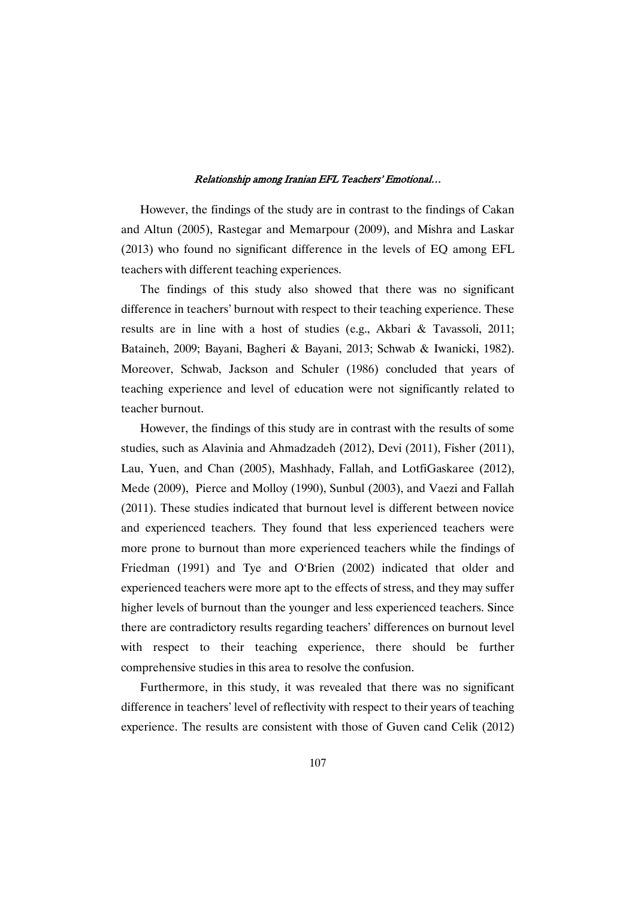However, the findings of the study are in contrast to the findings of Cakan and Altun (2005), Rastegar and Memarpour (2009), and Mishra and Laskar (2013) who found no significant difference in the levels of EQ among EFL teachers with different teaching experiences.

The findings of this study also showed that there was no significant difference in teachers' burnout with respect to their teaching experience. These results are in line with a host of studies (e.g., Akbari & Tavassoli, 2011; Bataineh, 2009; Bayani, Bagheri & Bayani, 2013; Schwab & Iwanicki, 1982). Moreover, Schwab, Jackson and Schuler (1986) concluded that years of teaching experience and level of education were not significantly related to teacher burnout.

However, the findings of this study are in contrast with the results of some studies, such as Alavinia and Ahmadzadeh (2012), Devi (2011), Fisher (2011), Lau, Yuen, and Chan (2005), Mashhady, Fallah, and LotfiGaskaree (2012), Mede (2009), Pierce and Molloy (1990), Sunbul (2003), and Vaezi and Fallah (2011). These studies indicated that burnout level is different between novice and experienced teachers. They found that less experienced teachers were more prone to burnout than more experienced teachers while the findings of Friedman (1991) and Tye and O'Brien (2002) indicated that older and experienced teachers were more apt to the effects of stress, and they may suffer higher levels of burnout than the younger and less experienced teachers. Since there are contradictory results regarding teachers' differences on burnout level with respect to their teaching experience, there should be further comprehensive studies in this area to resolve the confusion.

Furthermore, in this study, it was revealed that there was no significant difference in teachers' level of reflectivity with respect to their years of teaching experience. The results are consistent with those of Guven cand Celik (2012)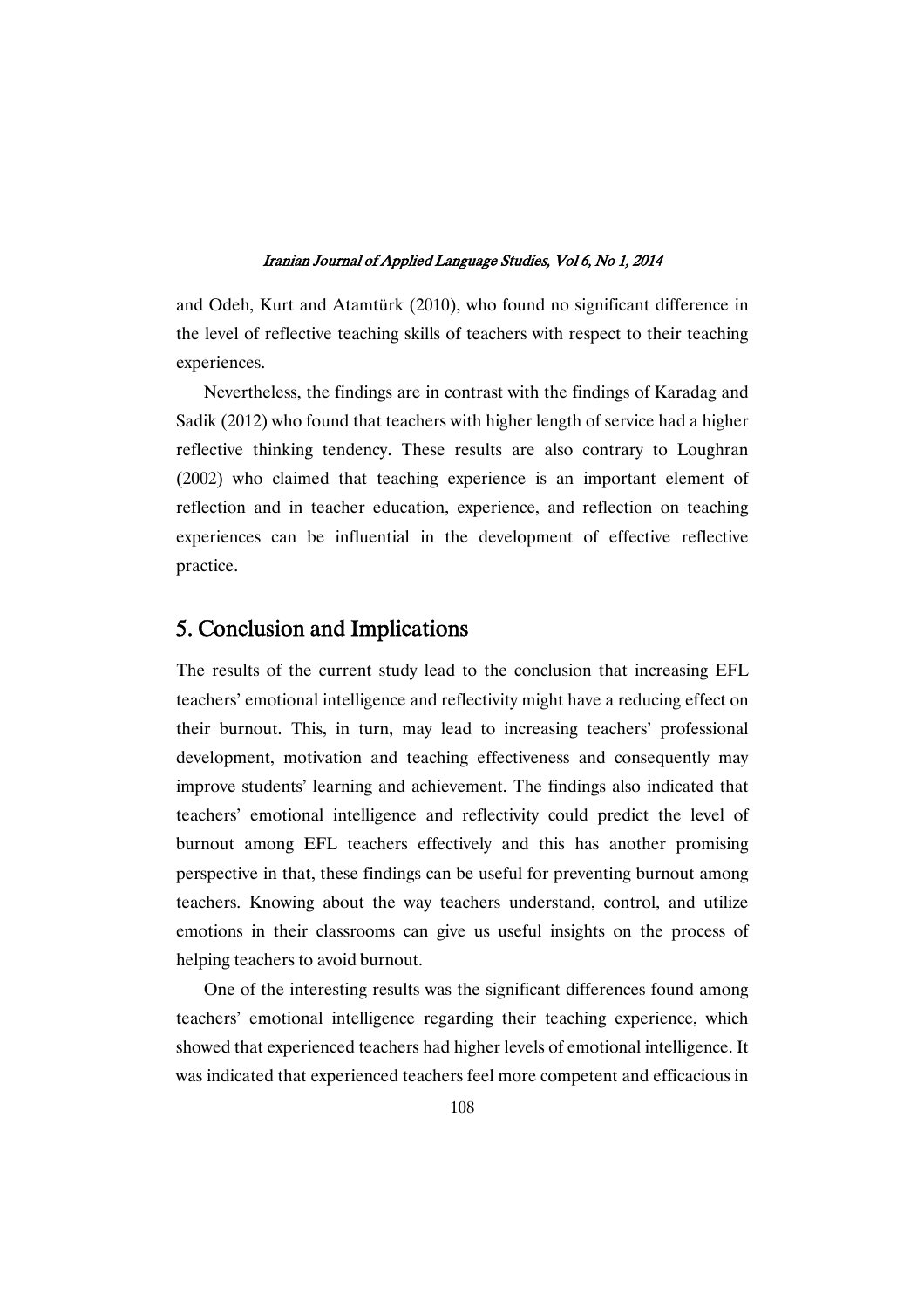and Odeh, Kurt and Atamtürk (2010), who found no significant difference in the level of reflective teaching skills of teachers with respect to their teaching experiences.

Nevertheless, the findings are in contrast with the findings of Karadag and Sadik (2012) who found that teachers with higher length of service had a higher reflective thinking tendency. These results are also contrary to Loughran (2002) who claimed that teaching experience is an important element of reflection and in teacher education, experience, and reflection on teaching experiences can be influential in the development of effective reflective practice.

## 5. Conclusion and Implications

The results of the current study lead to the conclusion that increasing EFL teachers' emotional intelligence and reflectivity might have a reducing effect on their burnout. This, in turn, may lead to increasing teachers' professional development, motivation and teaching effectiveness and consequently may improve students' learning and achievement. The findings also indicated that teachers' emotional intelligence and reflectivity could predict the level of burnout among EFL teachers effectively and this has another promising perspective in that, these findings can be useful for preventing burnout among teachers. Knowing about the way teachers understand, control, and utilize emotions in their classrooms can give us useful insights on the process of helping teachers to avoid burnout.

One of the interesting results was the significant differences found among teachers' emotional intelligence regarding their teaching experience, which showed that experienced teachers had higher levels of emotional intelligence. It was indicated that experienced teachers feel more competent and efficacious in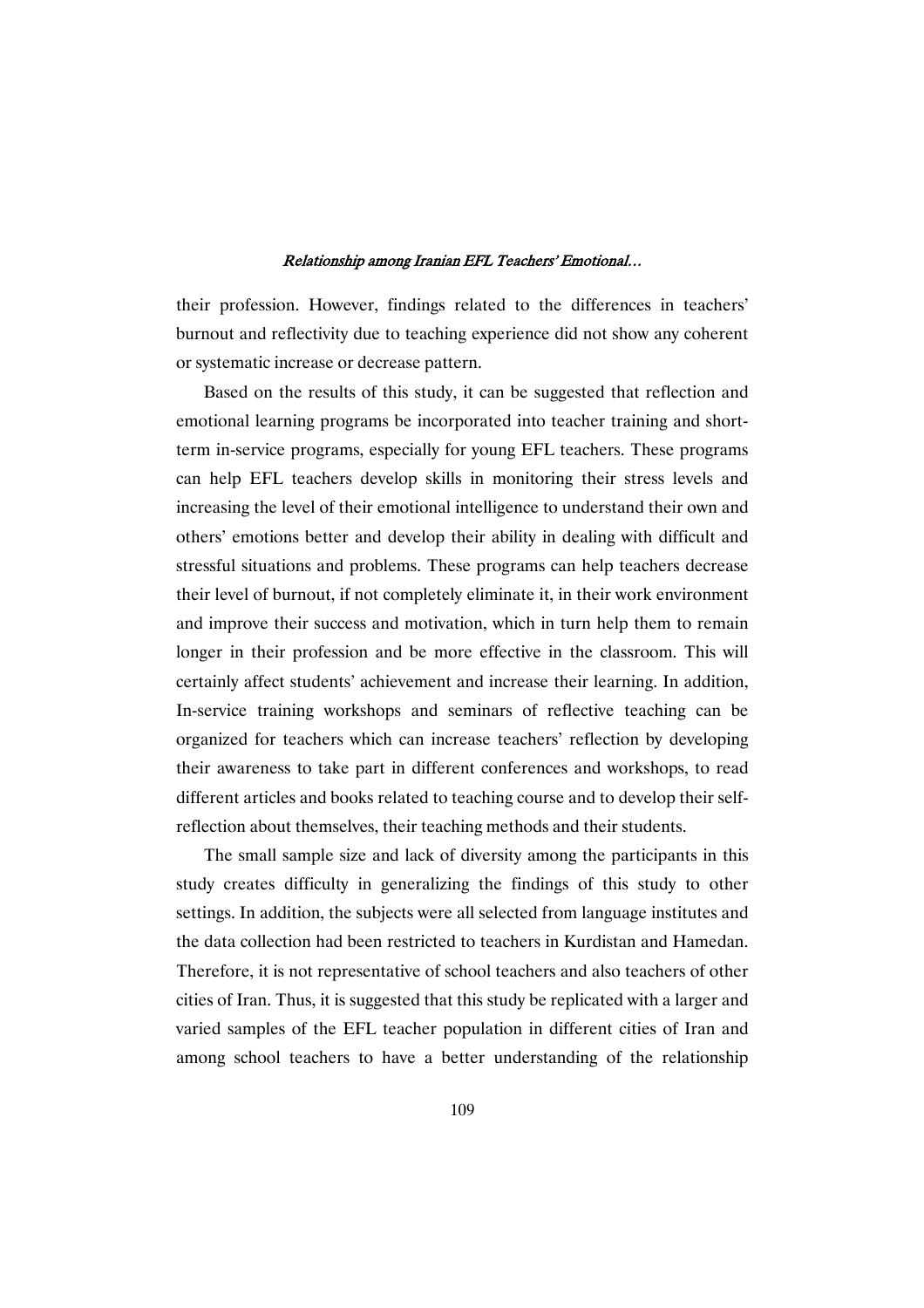their profession. However, findings related to the differences in teachers' burnout and reflectivity due to teaching experience did not show any coherent or systematic increase or decrease pattern.

Based on the results of this study, it can be suggested that reflection and emotional learning programs be incorporated into teacher training and short-term in-service programs, especially for young EFL teachers. These programs can help EFL teachers develop skills in monitoring their stress levels and increasing the level of their emotional intelligence to understand their own and others' emotions better and develop their ability in dealing with difficult and stressful situations and problems. These programs can help teachers decrease their level of burnout, if not completely eliminate it, in their work environment and improve their success and motivation, which in turn help them to remain longer in their profession and be more effective in the classroom. This will certainly affect students' achievement and increase their learning. In addition, In-service training workshops and seminars of reflective teaching can be organized for teachers which can increase teachers' reflection by developing their awareness to take part in different conferences and workshops, to read different articles and books related to teaching course and to develop their self-reflection about themselves, their teaching methods and their students.

The small sample size and lack of diversity among the participants in this study creates difficulty in generalizing the findings of this study to other settings. In addition, the subjects were all selected from language institutes and the data collection had been restricted to teachers in Kurdistan and Hamedan. Therefore, it is not representative of school teachers and also teachers of other cities of Iran. Thus, it is suggested that this study be replicated with a larger and varied samples of the EFL teacher population in different cities of Iran and among school teachers to have a better understanding of the relationship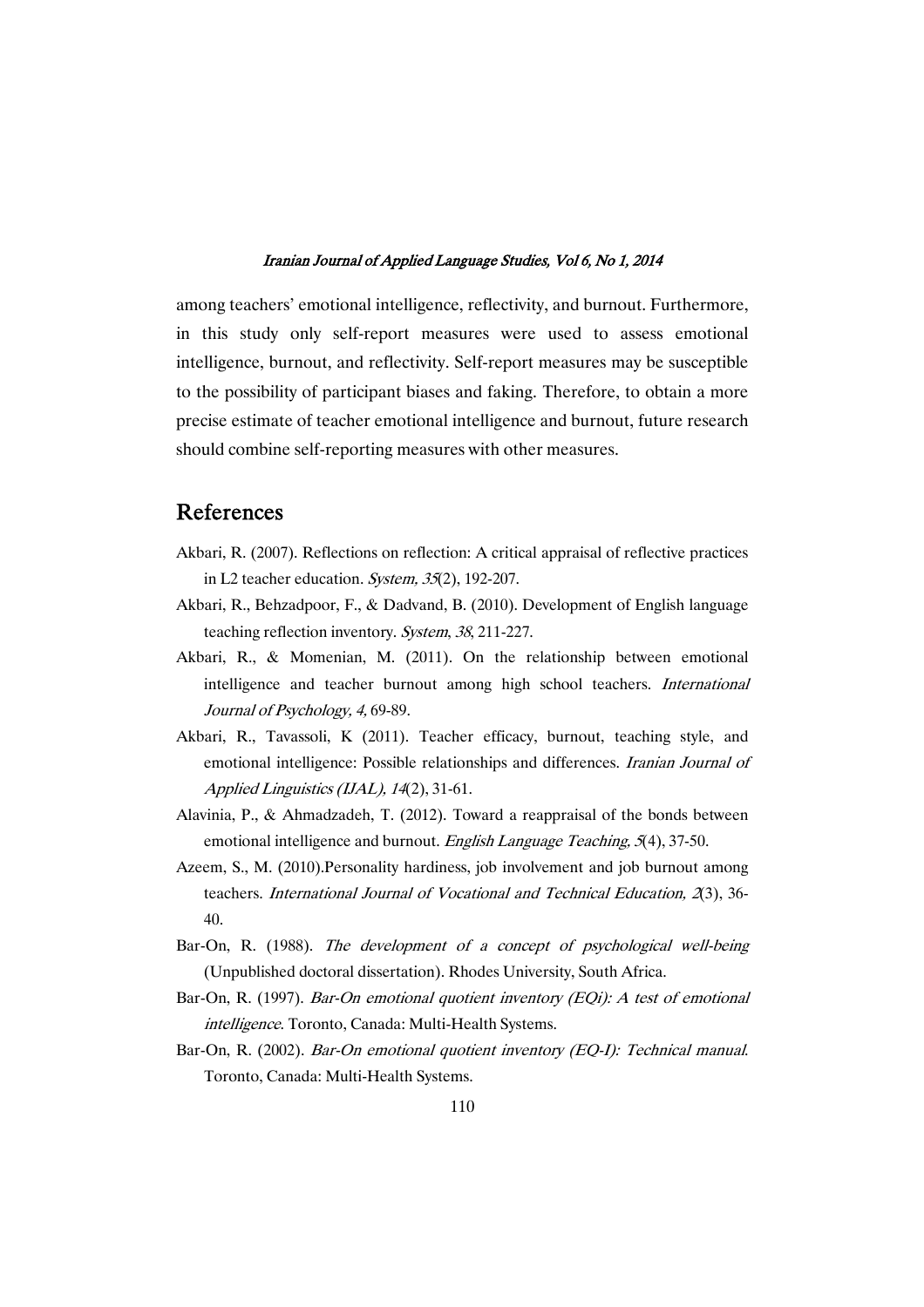among teachers' emotional intelligence, reflectivity, and burnout. Furthermore, in this study only self-report measures were used to assess emotional intelligence, burnout, and reflectivity. Self-report measures may be susceptible to the possibility of participant biases and faking. Therefore, to obtain a more precise estimate of teacher emotional intelligence and burnout, future research should combine self-reporting measures with other measures.

## References

Akbari, R. (2007). Reflections on reflection: A critical appraisal of reflective practices in L2 teacher education. *System, 35*(2), 192-207.

Akbari, R., Behzadpoor, F., & Dadvand, B. (2010). Development of English language teaching reflection inventory. *System*, *38*, 211-227.

Akbari, R., & Momenian, M. (2011). On the relationship between emotional intelligence and teacher burnout among high school teachers. *International Journal of Psychology, 4,* 69-89.

Akbari, R., Tavassoli, K (2011). Teacher efficacy, burnout, teaching style, and emotional intelligence: Possible relationships and differences. *Iranian Journal of Applied Linguistics (IJAL), 14*(2), 31-61.

Alavinia, P., & Ahmadzadeh, T. (2012). Toward a reappraisal of the bonds between emotional intelligence and burnout. *English Language Teaching, 5*(4), 37-50.

Azeem, S., M. (2010).Personality hardiness, job involvement and job burnout among teachers. *International Journal of Vocational and Technical Education, 2*(3), 36-40.

Bar-On, R. (1988). *The development of a concept of psychological well-being* (Unpublished doctoral dissertation). Rhodes University, South Africa.

Bar-On, R. (1997). *Bar-On emotional quotient inventory (EQi): A test of emotional intelligence*. Toronto, Canada: Multi-Health Systems.

Bar-On, R. (2002). *Bar-On emotional quotient inventory (EQ-I): Technical manual*. Toronto, Canada: Multi-Health Systems.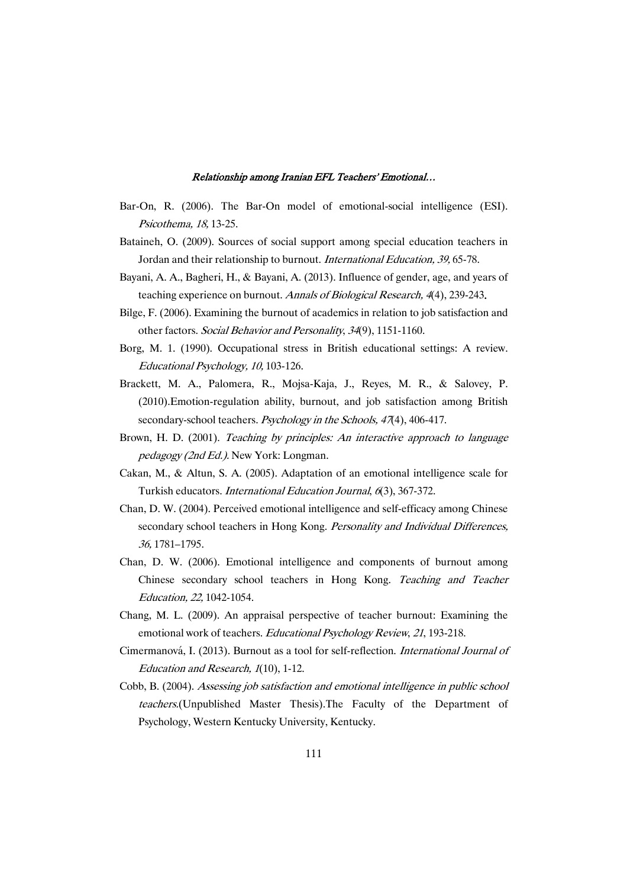Bar-On, R. (2006). The Bar-On model of emotional-social intelligence (ESI). *Psicothema, 18,* 13-25.

Bataineh, O. (2009). Sources of social support among special education teachers in Jordan and their relationship to burnout. *International Education, 39,* 65-78.

Bayani, A. A., Bagheri, H., & Bayani, A. (2013). Influence of gender, age, and years of teaching experience on burnout. *Annals of Biological Research, 4*(4), 239-243.

Bilge, F. (2006). Examining the burnout of academics in relation to job satisfaction and other factors. *Social Behavior and Personality*, *34*(9), 1151-1160.

Borg, M. 1. (1990). Occupational stress in British educational settings: A review. *Educational Psychology, 10,* 103-126.

Brackett, M. A., Palomera, R., Mojsa-Kaja, J., Reyes, M. R., & Salovey, P. (2010).Emotion-regulation ability, burnout, and job satisfaction among British secondary-school teachers. *Psychology in the Schools, 47*(4), 406-417.

Brown, H. D. (2001). *Teaching by principles: An interactive approach to language pedagogy (2nd Ed.).* New York: Longman.

Cakan, M., & Altun, S. A. (2005). Adaptation of an emotional intelligence scale for Turkish educators. *International Education Journal*, *6*(3), 367-372.

Chan, D. W. (2004). Perceived emotional intelligence and self-efficacy among Chinese secondary school teachers in Hong Kong. *Personality and Individual Differences, 36,* 1781–1795.

Chan, D. W. (2006). Emotional intelligence and components of burnout among Chinese secondary school teachers in Hong Kong. *Teaching and Teacher Education, 22,* 1042-1054.

Chang, M. L. (2009). An appraisal perspective of teacher burnout: Examining the emotional work of teachers. *Educational Psychology Review*, *21*, 193-218.

Cimermanová, I. (2013). Burnout as a tool for self-reflection. *International Journal of Education and Research, 1*(10), 1-12.

Cobb, B. (2004). *Assessing job satisfaction and emotional intelligence in public school teachers.*(Unpublished Master Thesis).The Faculty of the Department of Psychology, Western Kentucky University, Kentucky.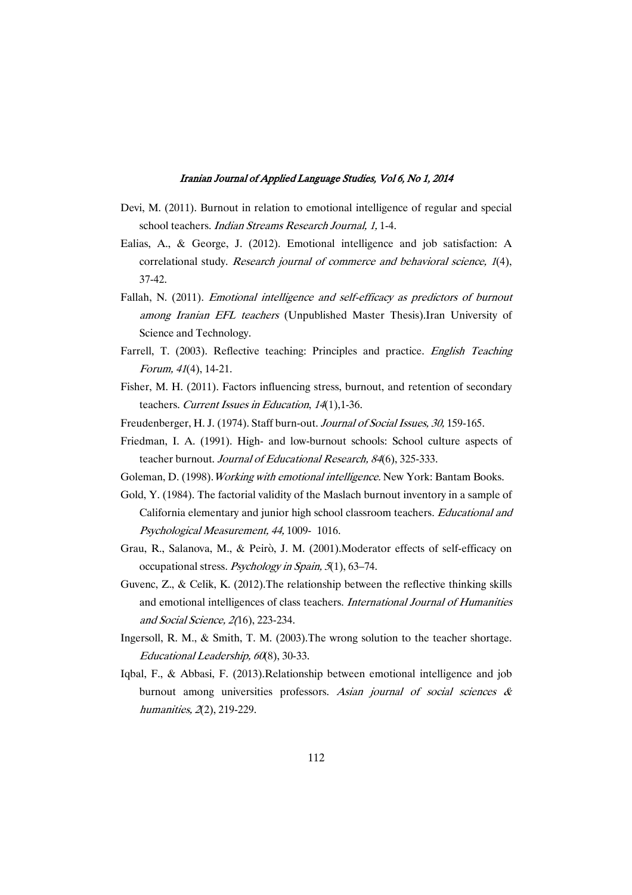Devi, M. (2011). Burnout in relation to emotional intelligence of regular and special school teachers. *Indian Streams Research Journal, 1,* 1-4.

Ealias, A., & George, J. (2012). Emotional intelligence and job satisfaction: A correlational study. *Research journal of commerce and behavioral science, 1*(4), 37-42.

Fallah, N. (2011). *Emotional intelligence and self-efficacy as predictors of burnout among Iranian EFL teachers* (Unpublished Master Thesis).Iran University of Science and Technology.

Farrell, T. (2003). Reflective teaching: Principles and practice. *English Teaching Forum, 41*(4), 14-21.

Fisher, M. H. (2011). Factors influencing stress, burnout, and retention of secondary teachers. *Current Issues in Education*, *14*(1),1-36.

Freudenberger, H. J. (1974). Staff burn-out. *Journal of Social Issues, 30,* 159-165.

Friedman, I. A. (1991). High- and low-burnout schools: School culture aspects of teacher burnout. *Journal of Educational Research, 84*(6), 325-333.

Goleman, D. (1998).*Working with emotional intelligence*. New York: Bantam Books.

Gold, Y. (1984). The factorial validity of the Maslach burnout inventory in a sample of California elementary and junior high school classroom teachers. *Educational and Psychological Measurement, 44,* 1009- 1016.

Grau, R., Salanova, M., & Peirò, J. M. (2001).Moderator effects of self-efficacy on occupational stress. *Psychology in Spain, 5*(1), 63–74.

Guvenc, Z., & Celik, K. (2012).The relationship between the reflective thinking skills and emotional intelligences of class teachers. *International Journal of Humanities and Social Science, 2(*16), 223-234.

Ingersoll, R. M., & Smith, T. M. (2003).The wrong solution to the teacher shortage. *Educational Leadership, 60*(8), 30-33.

Iqbal, F., & Abbasi, F. (2013).Relationship between emotional intelligence and job burnout among universities professors. *Asian journal of social sciences & humanities, 2*(2), 219-229.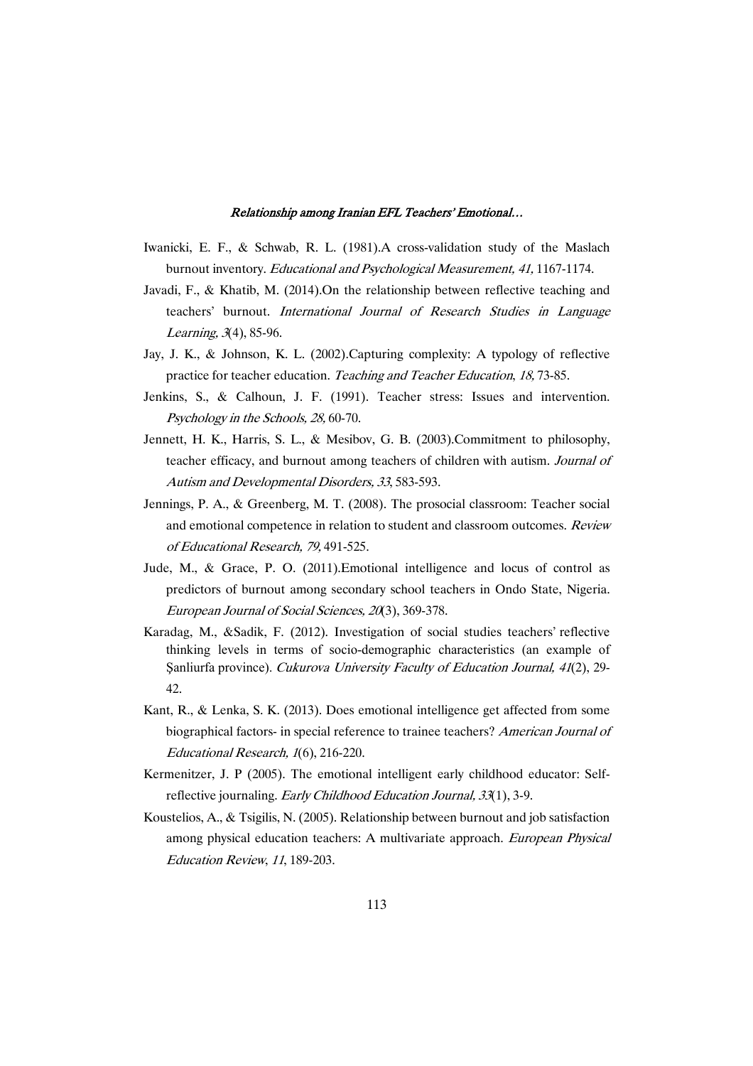Iwanicki, E. F., & Schwab, R. L. (1981).A cross-validation study of the Maslach burnout inventory. *Educational and Psychological Measurement, 41,* 1167-1174.

Javadi, F., & Khatib, M. (2014).On the relationship between reflective teaching and teachers' burnout. *International Journal of Research Studies in Language Learning, 3*(4), 85-96.

Jay, J. K., & Johnson, K. L. (2002).Capturing complexity: A typology of reflective practice for teacher education. *Teaching and Teacher Education, 18,* 73-85.

Jenkins, S., & Calhoun, J. F. (1991). Teacher stress: Issues and intervention. *Psychology in the Schools, 28,* 60-70.

Jennett, H. K., Harris, S. L., & Mesibov, G. B. (2003).Commitment to philosophy, teacher efficacy, and burnout among teachers of children with autism. *Journal of Autism and Developmental Disorders, 33*, 583-593.

Jennings, P. A., & Greenberg, M. T. (2008). The prosocial classroom: Teacher social and emotional competence in relation to student and classroom outcomes. *Review of Educational Research, 79,* 491-525.

Jude, M., & Grace, P. O. (2011).Emotional intelligence and locus of control as predictors of burnout among secondary school teachers in Ondo State, Nigeria. *European Journal of Social Sciences, 20*(3), 369-378.

Karadag, M., &Sadik, F. (2012). Investigation of social studies teachers' reflective thinking levels in terms of socio-demographic characteristics (an example of Şanliurfa province). *Cukurova University Faculty of Education Journal, 41*(2), 29-42.

Kant, R., & Lenka, S. K. (2013). Does emotional intelligence get affected from some biographical factors- in special reference to trainee teachers? *American Journal of Educational Research, 1*(6), 216-220.

Kermenitzer, J. P (2005). The emotional intelligent early childhood educator: Self-reflective journaling. *Early Childhood Education Journal, 33*(1), 3-9.

Koustelios, A., & Tsigilis, N. (2005). Relationship between burnout and job satisfaction among physical education teachers: A multivariate approach. *European Physical Education Review, 11*, 189-203.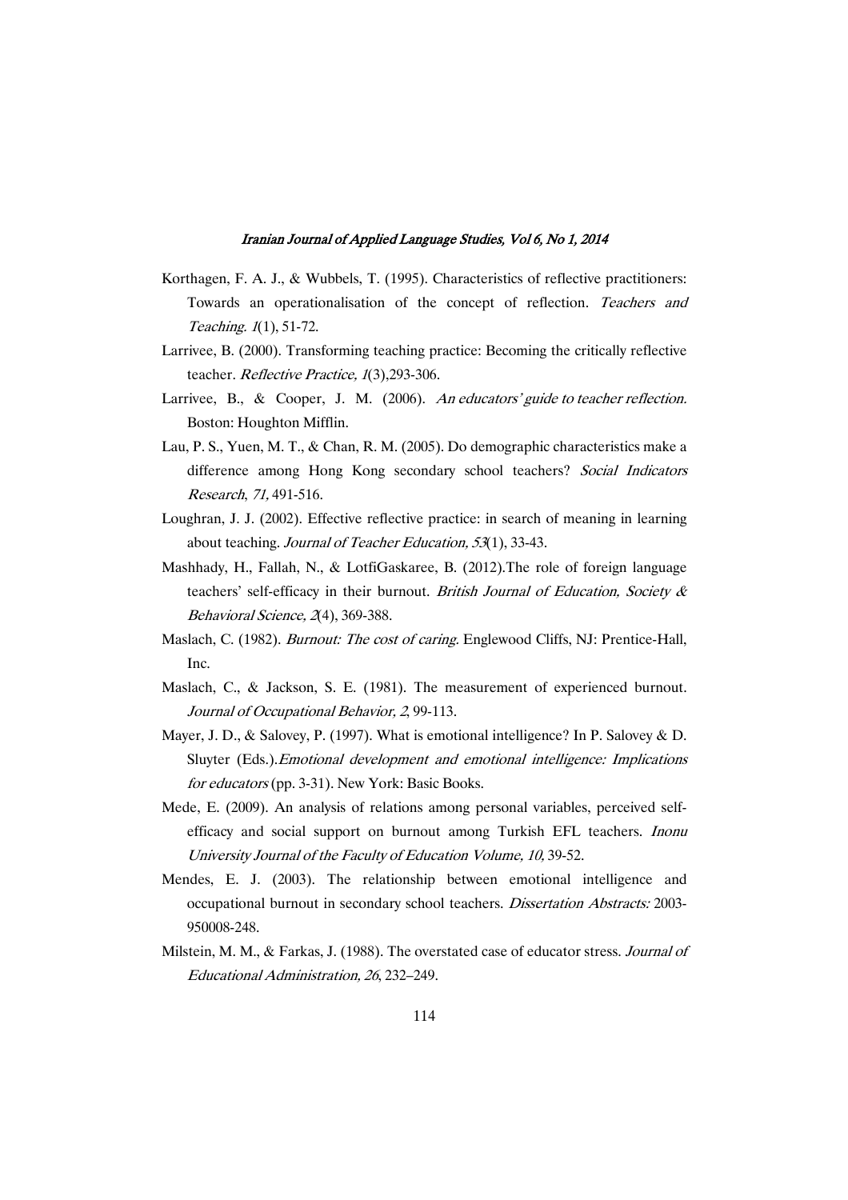Korthagen, F. A. J., & Wubbels, T. (1995). Characteristics of reflective practitioners: Towards an operationalisation of the concept of reflection. *Teachers and Teaching. 1*(1), 51-72.

Larrivee, B. (2000). Transforming teaching practice: Becoming the critically reflective teacher. *Reflective Practice, 1*(3),293-306.

Larrivee, B., & Cooper, J. M. (2006). *An educators' guide to teacher reflection.* Boston: Houghton Mifflin.

Lau, P. S., Yuen, M. T., & Chan, R. M. (2005). Do demographic characteristics make a difference among Hong Kong secondary school teachers? *Social Indicators Research*, *71,* 491-516.

Loughran, J. J. (2002). Effective reflective practice: in search of meaning in learning about teaching. *Journal of Teacher Education, 53*(1), 33-43.

Mashhady, H., Fallah, N., & LotfiGaskaree, B. (2012).The role of foreign language teachers' self-efficacy in their burnout. *British Journal of Education, Society & Behavioral Science, 2*(4), 369-388.

Maslach, C. (1982). *Burnout: The cost of caring.* Englewood Cliffs, NJ: Prentice-Hall, Inc.

Maslach, C., & Jackson, S. E. (1981). The measurement of experienced burnout. *Journal of Occupational Behavior, 2*, 99-113.

Mayer, J. D., & Salovey, P. (1997). What is emotional intelligence? In P. Salovey & D. Sluyter (Eds.).*Emotional development and emotional intelligence: Implications for educators* (pp. 3-31). New York: Basic Books.

Mede, E. (2009). An analysis of relations among personal variables, perceived self-efficacy and social support on burnout among Turkish EFL teachers. *Inonu University Journal of the Faculty of Education Volume, 10,* 39-52.

Mendes, E. J. (2003). The relationship between emotional intelligence and occupational burnout in secondary school teachers. *Dissertation Abstracts:* 2003-950008-248.

Milstein, M. M., & Farkas, J. (1988). The overstated case of educator stress. *Journal of Educational Administration, 26*, 232–249.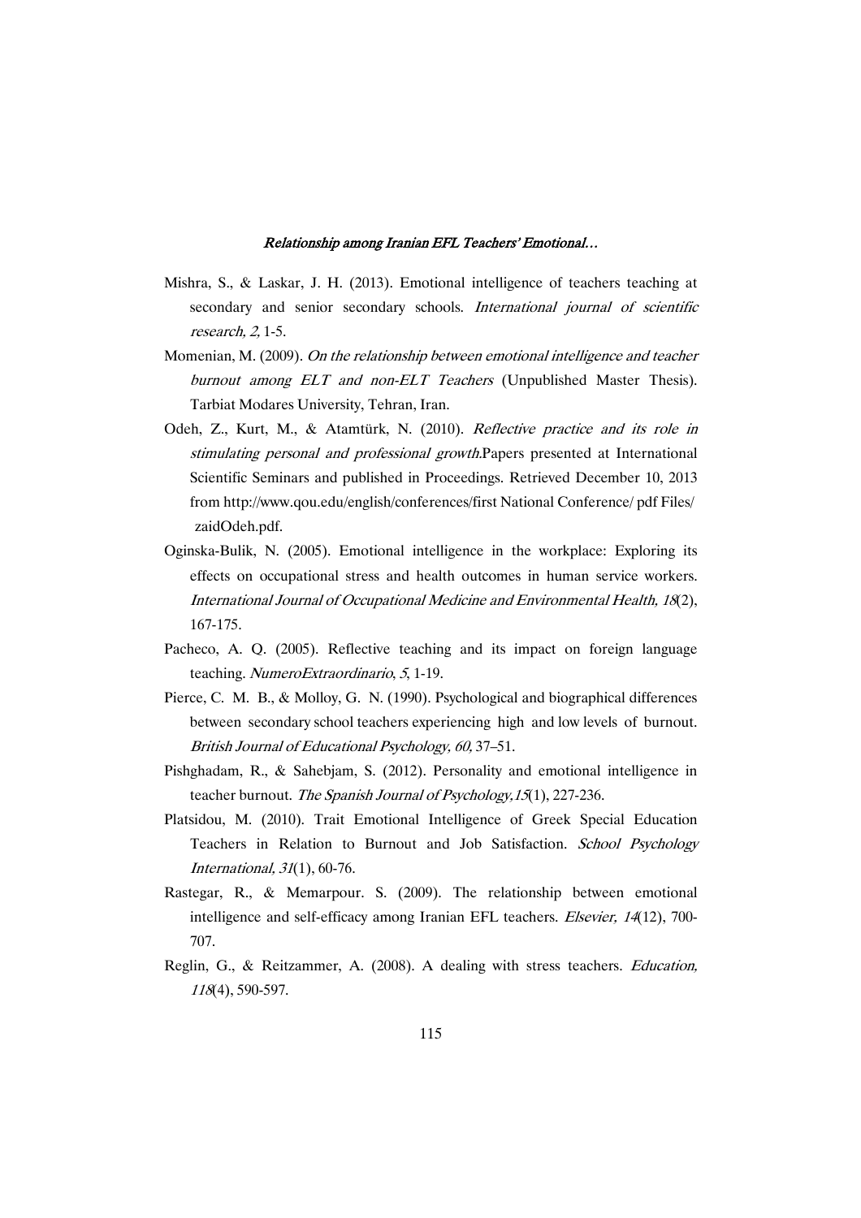Mishra, S., & Laskar, J. H. (2013). Emotional intelligence of teachers teaching at secondary and senior secondary schools. *International journal of scientific research, 2,* 1-5.

Momenian, M. (2009). *On the relationship between emotional intelligence and teacher burnout among ELT and non-ELT Teachers* (Unpublished Master Thesis). Tarbiat Modares University, Tehran, Iran.

Odeh, Z., Kurt, M., & Atamtürk, N. (2010). *Reflective practice and its role in stimulating personal and professional growth.*Papers presented at International Scientific Seminars and published in Proceedings. Retrieved December 10, 2013 from http://www.qou.edu/english/conferences/first National Conference/ pdf Files/ zaidOdeh.pdf.

Oginska-Bulik, N. (2005). Emotional intelligence in the workplace: Exploring its effects on occupational stress and health outcomes in human service workers. *International Journal of Occupational Medicine and Environmental Health, 18*(2), 167-175.

Pacheco, A. Q. (2005). Reflective teaching and its impact on foreign language teaching. *NumeroExtraordinario*, *5*, 1-19.

Pierce, C. M. B., & Molloy, G. N. (1990). Psychological and biographical differences between secondary school teachers experiencing high and low levels of burnout. *British Journal of Educational Psychology, 60,* 37–51.

Pishghadam, R., & Sahebjam, S. (2012). Personality and emotional intelligence in teacher burnout. *The Spanish Journal of Psychology,15*(1), 227-236.

Platsidou, M. (2010). Trait Emotional Intelligence of Greek Special Education Teachers in Relation to Burnout and Job Satisfaction. *School Psychology International, 31*(1), 60-76.

Rastegar, R., & Memarpour. S. (2009). The relationship between emotional intelligence and self-efficacy among Iranian EFL teachers. *Elsevier, 14*(12), 700-707.

Reglin, G., & Reitzammer, A. (2008). A dealing with stress teachers. *Education, 118*(4), 590-597.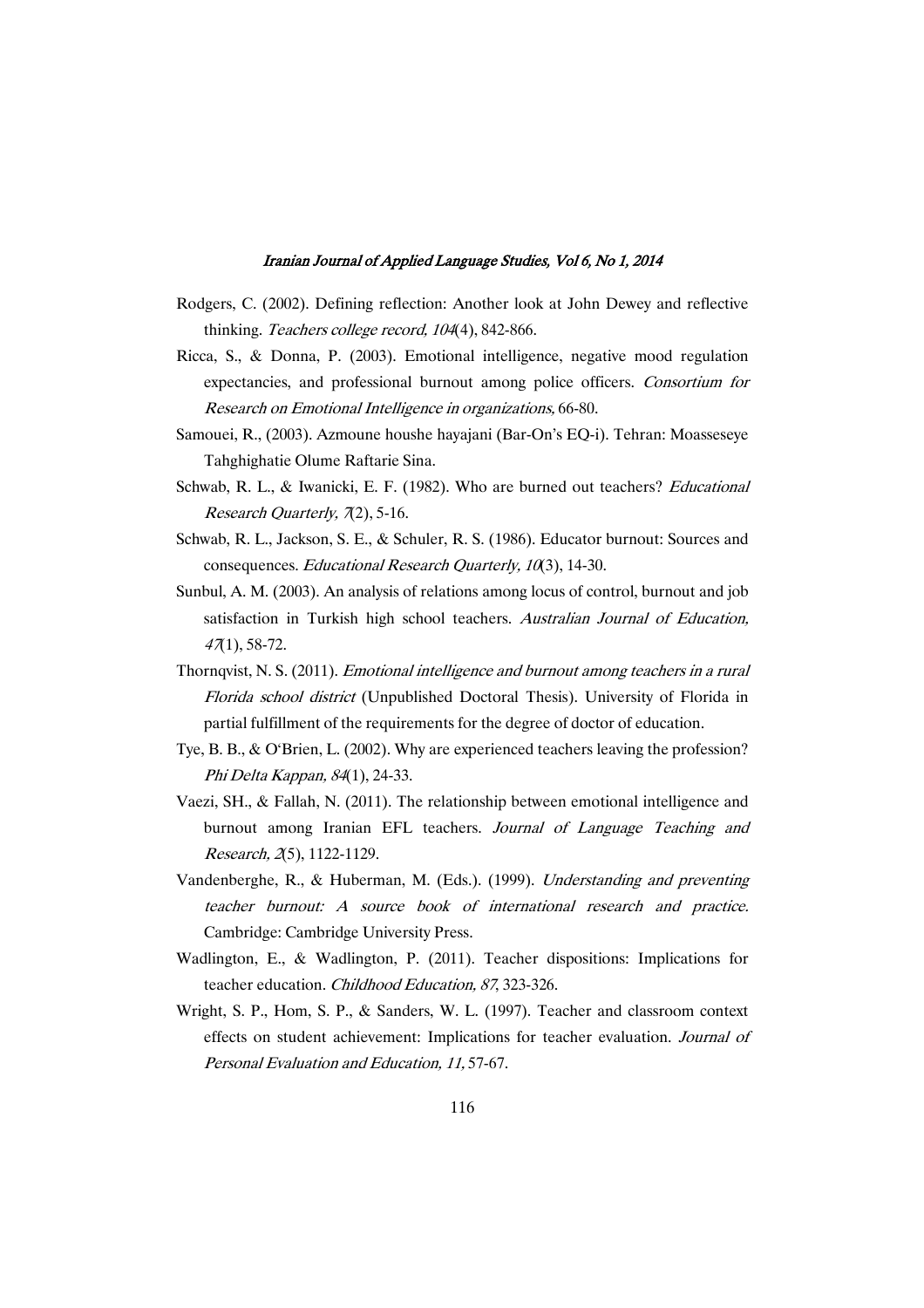Rodgers, C. (2002). Defining reflection: Another look at John Dewey and reflective thinking. *Teachers college record, 104*(4), 842-866.

Ricca, S., & Donna, P. (2003). Emotional intelligence, negative mood regulation expectancies, and professional burnout among police officers. *Consortium for Research on Emotional Intelligence in organizations*, 66-80.

Samouei, R., (2003). Azmoune houshe hayajani (Bar-On's EQ-i). Tehran: Moasseseye Tahghighatie Olume Raftarie Sina.

Schwab, R. L., & Iwanicki, E. F. (1982). Who are burned out teachers? *Educational Research Quarterly, 7*(2), 5-16.

Schwab, R. L., Jackson, S. E., & Schuler, R. S. (1986). Educator burnout: Sources and consequences. *Educational Research Quarterly, 10*(3), 14-30.

Sunbul, A. M. (2003). An analysis of relations among locus of control, burnout and job satisfaction in Turkish high school teachers. *Australian Journal of Education, 47*(1), 58-72.

Thornqvist, N. S. (2011). *Emotional intelligence and burnout among teachers in a rural Florida school district* (Unpublished Doctoral Thesis). University of Florida in partial fulfillment of the requirements for the degree of doctor of education.

Tye, B. B., & O'Brien, L. (2002). Why are experienced teachers leaving the profession? *Phi Delta Kappan, 84*(1), 24-33.

Vaezi, SH., & Fallah, N. (2011). The relationship between emotional intelligence and burnout among Iranian EFL teachers. *Journal of Language Teaching and Research, 2*(5), 1122-1129.

Vandenberghe, R., & Huberman, M. (Eds.). (1999). *Understanding and preventing teacher burnout: A source book of international research and practice.* Cambridge: Cambridge University Press.

Wadlington, E., & Wadlington, P. (2011). Teacher dispositions: Implications for teacher education. *Childhood Education, 87*, 323-326.

Wright, S. P., Hom, S. P., & Sanders, W. L. (1997). Teacher and classroom context effects on student achievement: Implications for teacher evaluation. *Journal of Personal Evaluation and Education, 11,* 57-67.